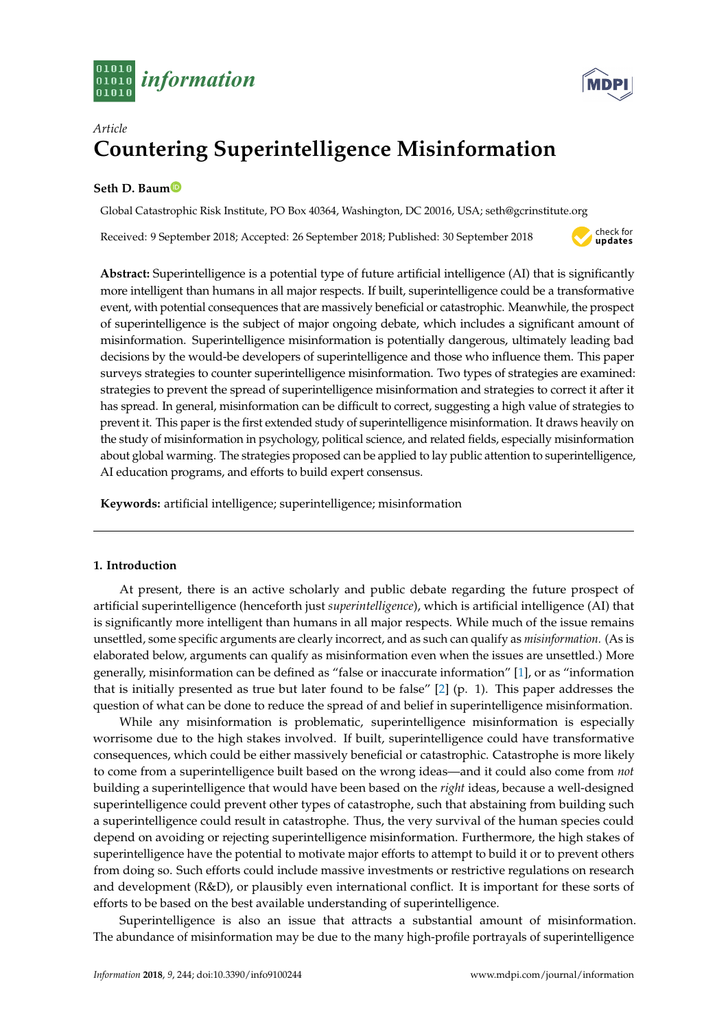*Article*

# Countering Superintelligence Misinformation

**Seth D. Baum**

Global Catastrophic Risk Institute, PO Box 40364, Washington, DC 20016, USA; seth@gcrinstitute.org

Received: 9 September 2018; Accepted: 26 September 2018; Published: 30 September 2018

**Abstract:** Superintelligence is a potential type of future artificial intelligence (AI) that is significantly more intelligent than humans in all major respects. If built, superintelligence could be a transformative event, with potential consequences that are massively beneficial or catastrophic. Meanwhile, the prospect of superintelligence is the subject of major ongoing debate, which includes a significant amount of misinformation. Superintelligence misinformation is potentially dangerous, ultimately leading bad decisions by the would-be developers of superintelligence and those who influence them. This paper surveys strategies to counter superintelligence misinformation. Two types of strategies are examined: strategies to prevent the spread of superintelligence misinformation and strategies to correct it after it has spread. In general, misinformation can be difficult to correct, suggesting a high value of strategies to prevent it. This paper is the first extended study of superintelligence misinformation. It draws heavily on the study of misinformation in psychology, political science, and related fields, especially misinformation about global warming. The strategies proposed can be applied to lay public attention to superintelligence, AI education programs, and efforts to build expert consensus.

**Keywords:** artificial intelligence; superintelligence; misinformation

## 1. Introduction

At present, there is an active scholarly and public debate regarding the future prospect of artificial superintelligence (henceforth just *superintelligence*), which is artificial intelligence (AI) that is significantly more intelligent than humans in all major respects. While much of the issue remains unsettled, some specific arguments are clearly incorrect, and as such can qualify as *misinformation.* (As is elaborated below, arguments can qualify as misinformation even when the issues are unsettled.) More generally, misinformation can be defined as "false or inaccurate information" [1], or as "information that is initially presented as true but later found to be false" [2] (p. 1). This paper addresses the question of what can be done to reduce the spread of and belief in superintelligence misinformation.

While any misinformation is problematic, superintelligence misinformation is especially worrisome due to the high stakes involved. If built, superintelligence could have transformative consequences, which could be either massively beneficial or catastrophic. Catastrophe is more likely to come from a superintelligence built based on the wrong ideas—and it could also come from *not* building a superintelligence that would have been based on the *right* ideas, because a well-designed superintelligence could prevent other types of catastrophe, such that abstaining from building such a superintelligence could result in catastrophe. Thus, the very survival of the human species could depend on avoiding or rejecting superintelligence misinformation. Furthermore, the high stakes of superintelligence have the potential to motivate major efforts to attempt to build it or to prevent others from doing so. Such efforts could include massive investments or restrictive regulations on research and development (R&D), or plausibly even international conflict. It is important for these sorts of efforts to be based on the best available understanding of superintelligence.

Superintelligence is also an issue that attracts a substantial amount of misinformation. The abundance of misinformation may be due to the many high-profile portrayals of superintelligence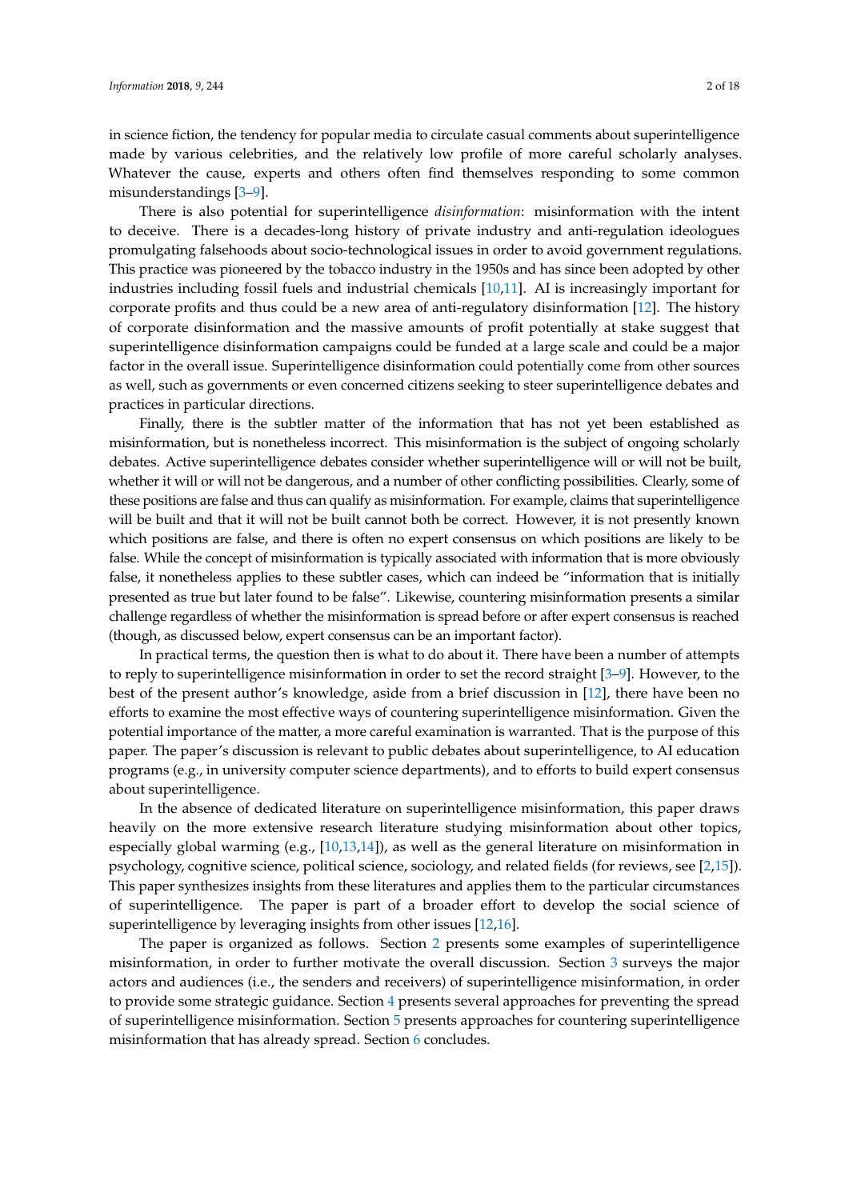in science fiction, the tendency for popular media to circulate casual comments about superintelligence made by various celebrities, and the relatively low profile of more careful scholarly analyses. Whatever the cause, experts and others often find themselves responding to some common misunderstandings [3–9].

There is also potential for superintelligence *disinformation*: misinformation with the intent to deceive. There is a decades-long history of private industry and anti-regulation ideologues promulgating falsehoods about socio-technological issues in order to avoid government regulations. This practice was pioneered by the tobacco industry in the 1950s and has since been adopted by other industries including fossil fuels and industrial chemicals [10,11]. AI is increasingly important for corporate profits and thus could be a new area of anti-regulatory disinformation [12]. The history of corporate disinformation and the massive amounts of profit potentially at stake suggest that superintelligence disinformation campaigns could be funded at a large scale and could be a major factor in the overall issue. Superintelligence disinformation could potentially come from other sources as well, such as governments or even concerned citizens seeking to steer superintelligence debates and practices in particular directions.

Finally, there is the subtler matter of the information that has not yet been established as misinformation, but is nonetheless incorrect. This misinformation is the subject of ongoing scholarly debates. Active superintelligence debates consider whether superintelligence will or will not be built, whether it will or will not be dangerous, and a number of other conflicting possibilities. Clearly, some of these positions are false and thus can qualify as misinformation. For example, claims that superintelligence will be built and that it will not be built cannot both be correct. However, it is not presently known which positions are false, and there is often no expert consensus on which positions are likely to be false. While the concept of misinformation is typically associated with information that is more obviously false, it nonetheless applies to these subtler cases, which can indeed be "information that is initially presented as true but later found to be false". Likewise, countering misinformation presents a similar challenge regardless of whether the misinformation is spread before or after expert consensus is reached (though, as discussed below, expert consensus can be an important factor).

In practical terms, the question then is what to do about it. There have been a number of attempts to reply to superintelligence misinformation in order to set the record straight [3–9]. However, to the best of the present author's knowledge, aside from a brief discussion in [12], there have been no efforts to examine the most effective ways of countering superintelligence misinformation. Given the potential importance of the matter, a more careful examination is warranted. That is the purpose of this paper. The paper's discussion is relevant to public debates about superintelligence, to AI education programs (e.g., in university computer science departments), and to efforts to build expert consensus about superintelligence.

In the absence of dedicated literature on superintelligence misinformation, this paper draws heavily on the more extensive research literature studying misinformation about other topics, especially global warming (e.g., [10,13,14]), as well as the general literature on misinformation in psychology, cognitive science, political science, sociology, and related fields (for reviews, see [2,15]). This paper synthesizes insights from these literatures and applies them to the particular circumstances of superintelligence. The paper is part of a broader effort to develop the social science of superintelligence by leveraging insights from other issues [12,16].

The paper is organized as follows. Section 2 presents some examples of superintelligence misinformation, in order to further motivate the overall discussion. Section 3 surveys the major actors and audiences (i.e., the senders and receivers) of superintelligence misinformation, in order to provide some strategic guidance. Section 4 presents several approaches for preventing the spread of superintelligence misinformation. Section 5 presents approaches for countering superintelligence misinformation that has already spread. Section 6 concludes.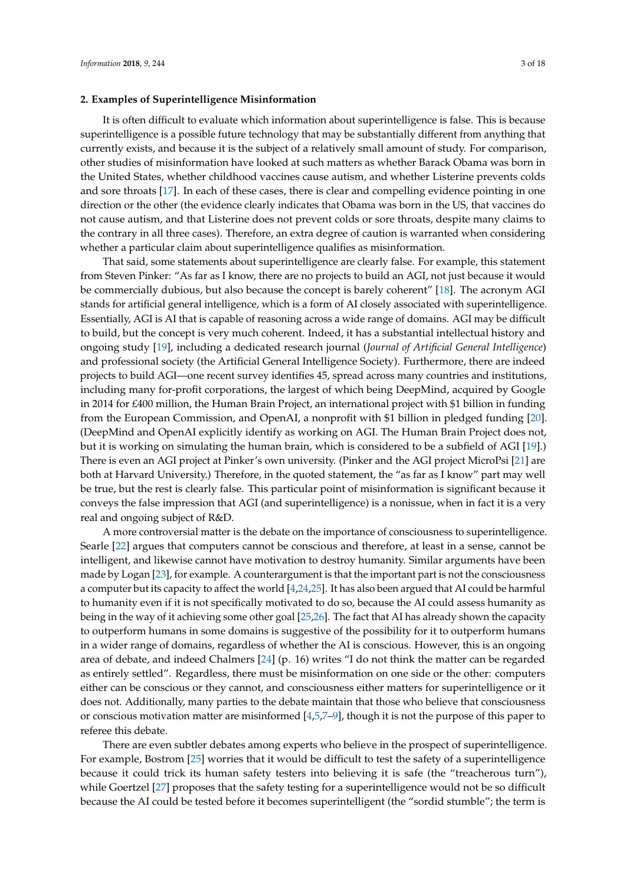## 2. Examples of Superintelligence Misinformation

It is often difficult to evaluate which information about superintelligence is false. This is because superintelligence is a possible future technology that may be substantially different from anything that currently exists, and because it is the subject of a relatively small amount of study. For comparison, other studies of misinformation have looked at such matters as whether Barack Obama was born in the United States, whether childhood vaccines cause autism, and whether Listerine prevents colds and sore throats [17]. In each of these cases, there is clear and compelling evidence pointing in one direction or the other (the evidence clearly indicates that Obama was born in the US, that vaccines do not cause autism, and that Listerine does not prevent colds or sore throats, despite many claims to the contrary in all three cases). Therefore, an extra degree of caution is warranted when considering whether a particular claim about superintelligence qualifies as misinformation.

That said, some statements about superintelligence are clearly false. For example, this statement from Steven Pinker: "As far as I know, there are no projects to build an AGI, not just because it would be commercially dubious, but also because the concept is barely coherent" [18]. The acronym AGI stands for artificial general intelligence, which is a form of AI closely associated with superintelligence. Essentially, AGI is AI that is capable of reasoning across a wide range of domains. AGI may be difficult to build, but the concept is very much coherent. Indeed, it has a substantial intellectual history and ongoing study [19], including a dedicated research journal (*Journal of Artificial General Intelligence*) and professional society (the Artificial General Intelligence Society). Furthermore, there are indeed projects to build AGI—one recent survey identifies 45, spread across many countries and institutions, including many for-profit corporations, the largest of which being DeepMind, acquired by Google in 2014 for £400 million, the Human Brain Project, an international project with $1 billion in funding from the European Commission, and OpenAI, a nonprofit with $1 billion in pledged funding [20]. (DeepMind and OpenAI explicitly identify as working on AGI. The Human Brain Project does not, but it is working on simulating the human brain, which is considered to be a subfield of AGI [19].) There is even an AGI project at Pinker's own university. (Pinker and the AGI project MicroPsi [21] are both at Harvard University.) Therefore, in the quoted statement, the "as far as I know" part may well be true, but the rest is clearly false. This particular point of misinformation is significant because it conveys the false impression that AGI (and superintelligence) is a nonissue, when in fact it is a very real and ongoing subject of R&D.

A more controversial matter is the debate on the importance of consciousness to superintelligence. Searle [22] argues that computers cannot be conscious and therefore, at least in a sense, cannot be intelligent, and likewise cannot have motivation to destroy humanity. Similar arguments have been made by Logan [23], for example. A counterargument is that the important part is not the consciousness a computer but its capacity to affect the world [4,24,25]. It has also been argued that AI could be harmful to humanity even if it is not specifically motivated to do so, because the AI could assess humanity as being in the way of it achieving some other goal [25,26]. The fact that AI has already shown the capacity to outperform humans in some domains is suggestive of the possibility for it to outperform humans in a wider range of domains, regardless of whether the AI is conscious. However, this is an ongoing area of debate, and indeed Chalmers [24] (p. 16) writes "I do not think the matter can be regarded as entirely settled". Regardless, there must be misinformation on one side or the other: computers either can be conscious or they cannot, and consciousness either matters for superintelligence or it does not. Additionally, many parties to the debate maintain that those who believe that consciousness or conscious motivation matter are misinformed [4,5,7–9], though it is not the purpose of this paper to referee this debate.

There are even subtler debates among experts who believe in the prospect of superintelligence. For example, Bostrom [25] worries that it would be difficult to test the safety of a superintelligence because it could trick its human safety testers into believing it is safe (the "treacherous turn"), while Goertzel [27] proposes that the safety testing for a superintelligence would not be so difficult because the AI could be tested before it becomes superintelligent (the "sordid stumble"; the term is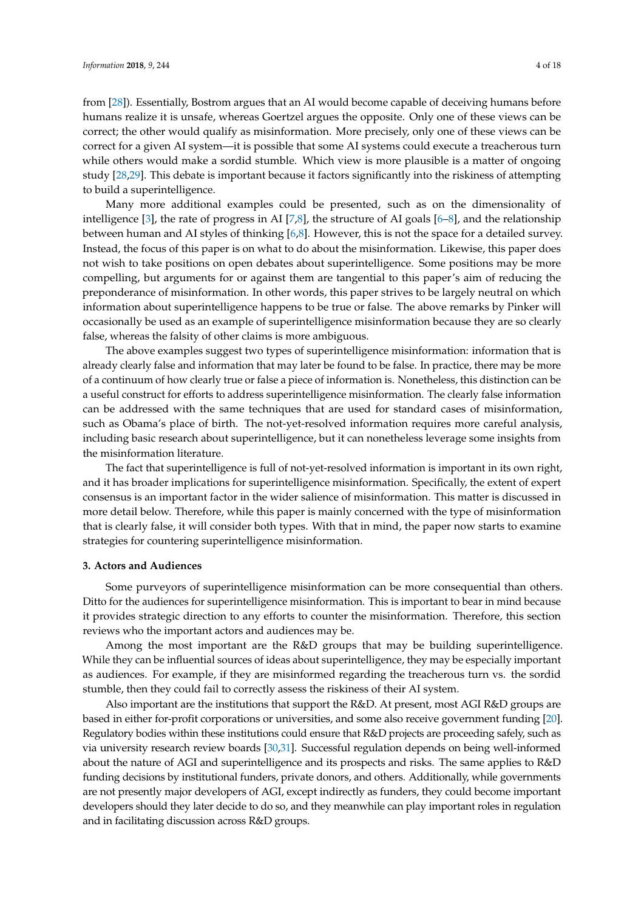from [28]). Essentially, Bostrom argues that an AI would become capable of deceiving humans before humans realize it is unsafe, whereas Goertzel argues the opposite. Only one of these views can be correct; the other would qualify as misinformation. More precisely, only one of these views can be correct for a given AI system—it is possible that some AI systems could execute a treacherous turn while others would make a sordid stumble. Which view is more plausible is a matter of ongoing study [28,29]. This debate is important because it factors significantly into the riskiness of attempting to build a superintelligence.

Many more additional examples could be presented, such as on the dimensionality of intelligence [3], the rate of progress in AI [7,8], the structure of AI goals [6–8], and the relationship between human and AI styles of thinking [6,8]. However, this is not the space for a detailed survey. Instead, the focus of this paper is on what to do about the misinformation. Likewise, this paper does not wish to take positions on open debates about superintelligence. Some positions may be more compelling, but arguments for or against them are tangential to this paper's aim of reducing the preponderance of misinformation. In other words, this paper strives to be largely neutral on which information about superintelligence happens to be true or false. The above remarks by Pinker will occasionally be used as an example of superintelligence misinformation because they are so clearly false, whereas the falsity of other claims is more ambiguous.

The above examples suggest two types of superintelligence misinformation: information that is already clearly false and information that may later be found to be false. In practice, there may be more of a continuum of how clearly true or false a piece of information is. Nonetheless, this distinction can be a useful construct for efforts to address superintelligence misinformation. The clearly false information can be addressed with the same techniques that are used for standard cases of misinformation, such as Obama's place of birth. The not-yet-resolved information requires more careful analysis, including basic research about superintelligence, but it can nonetheless leverage some insights from the misinformation literature.

The fact that superintelligence is full of not-yet-resolved information is important in its own right, and it has broader implications for superintelligence misinformation. Specifically, the extent of expert consensus is an important factor in the wider salience of misinformation. This matter is discussed in more detail below. Therefore, while this paper is mainly concerned with the type of misinformation that is clearly false, it will consider both types. With that in mind, the paper now starts to examine strategies for countering superintelligence misinformation.

## 3. Actors and Audiences

Some purveyors of superintelligence misinformation can be more consequential than others. Ditto for the audiences for superintelligence misinformation. This is important to bear in mind because it provides strategic direction to any efforts to counter the misinformation. Therefore, this section reviews who the important actors and audiences may be.

Among the most important are the R&D groups that may be building superintelligence. While they can be influential sources of ideas about superintelligence, they may be especially important as audiences. For example, if they are misinformed regarding the treacherous turn vs. the sordid stumble, then they could fail to correctly assess the riskiness of their AI system.

Also important are the institutions that support the R&D. At present, most AGI R&D groups are based in either for-profit corporations or universities, and some also receive government funding [20]. Regulatory bodies within these institutions could ensure that R&D projects are proceeding safely, such as via university research review boards [30,31]. Successful regulation depends on being well-informed about the nature of AGI and superintelligence and its prospects and risks. The same applies to R&D funding decisions by institutional funders, private donors, and others. Additionally, while governments are not presently major developers of AGI, except indirectly as funders, they could become important developers should they later decide to do so, and they meanwhile can play important roles in regulation and in facilitating discussion across R&D groups.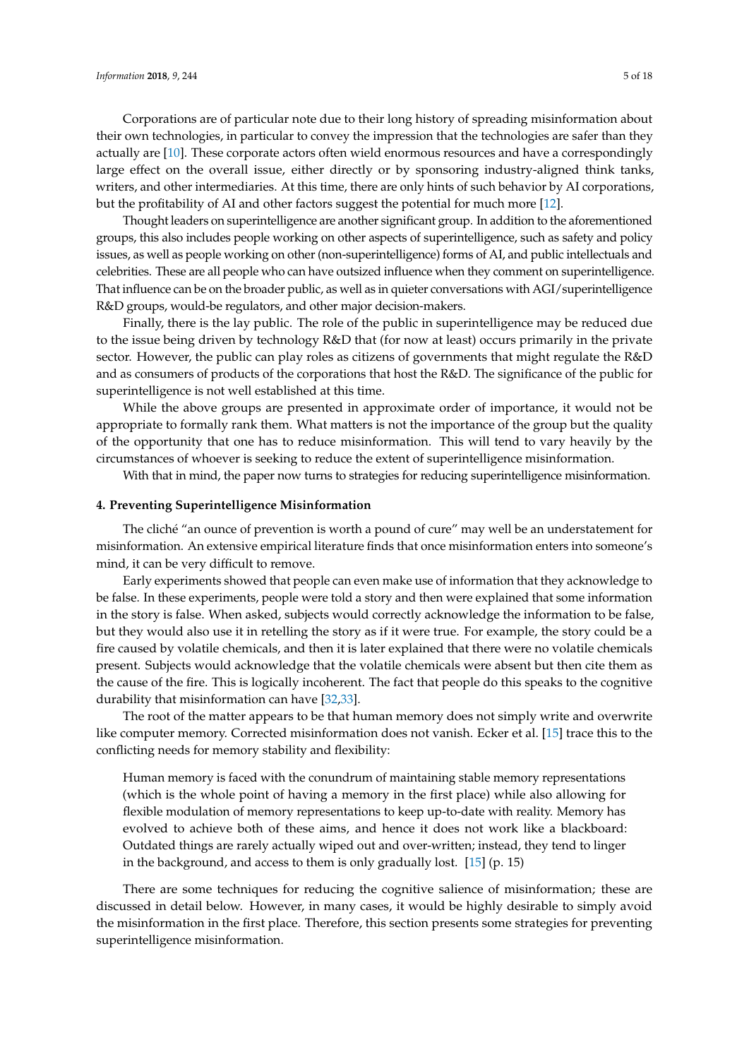Corporations are of particular note due to their long history of spreading misinformation about their own technologies, in particular to convey the impression that the technologies are safer than they actually are [10]. These corporate actors often wield enormous resources and have a correspondingly large effect on the overall issue, either directly or by sponsoring industry-aligned think tanks, writers, and other intermediaries. At this time, there are only hints of such behavior by AI corporations, but the profitability of AI and other factors suggest the potential for much more [12].

Thought leaders on superintelligence are another significant group. In addition to the aforementioned groups, this also includes people working on other aspects of superintelligence, such as safety and policy issues, as well as people working on other (non-superintelligence) forms of AI, and public intellectuals and celebrities. These are all people who can have outsized influence when they comment on superintelligence. That influence can be on the broader public, as well as in quieter conversations with AGI/superintelligence R&D groups, would-be regulators, and other major decision-makers.

Finally, there is the lay public. The role of the public in superintelligence may be reduced due to the issue being driven by technology R&D that (for now at least) occurs primarily in the private sector. However, the public can play roles as citizens of governments that might regulate the R&D and as consumers of products of the corporations that host the R&D. The significance of the public for superintelligence is not well established at this time.

While the above groups are presented in approximate order of importance, it would not be appropriate to formally rank them. What matters is not the importance of the group but the quality of the opportunity that one has to reduce misinformation. This will tend to vary heavily by the circumstances of whoever is seeking to reduce the extent of superintelligence misinformation.

With that in mind, the paper now turns to strategies for reducing superintelligence misinformation.

## 4. Preventing Superintelligence Misinformation

The cliché "an ounce of prevention is worth a pound of cure" may well be an understatement for misinformation. An extensive empirical literature finds that once misinformation enters into someone's mind, it can be very difficult to remove.

Early experiments showed that people can even make use of information that they acknowledge to be false. In these experiments, people were told a story and then were explained that some information in the story is false. When asked, subjects would correctly acknowledge the information to be false, but they would also use it in retelling the story as if it were true. For example, the story could be a fire caused by volatile chemicals, and then it is later explained that there were no volatile chemicals present. Subjects would acknowledge that the volatile chemicals were absent but then cite them as the cause of the fire. This is logically incoherent. The fact that people do this speaks to the cognitive durability that misinformation can have [32,33].

The root of the matter appears to be that human memory does not simply write and overwrite like computer memory. Corrected misinformation does not vanish. Ecker et al. [15] trace this to the conflicting needs for memory stability and flexibility:

> Human memory is faced with the conundrum of maintaining stable memory representations (which is the whole point of having a memory in the first place) while also allowing for flexible modulation of memory representations to keep up-to-date with reality. Memory has evolved to achieve both of these aims, and hence it does not work like a blackboard: Outdated things are rarely actually wiped out and over-written; instead, they tend to linger in the background, and access to them is only gradually lost. [15] (p. 15)

There are some techniques for reducing the cognitive salience of misinformation; these are discussed in detail below. However, in many cases, it would be highly desirable to simply avoid the misinformation in the first place. Therefore, this section presents some strategies for preventing superintelligence misinformation.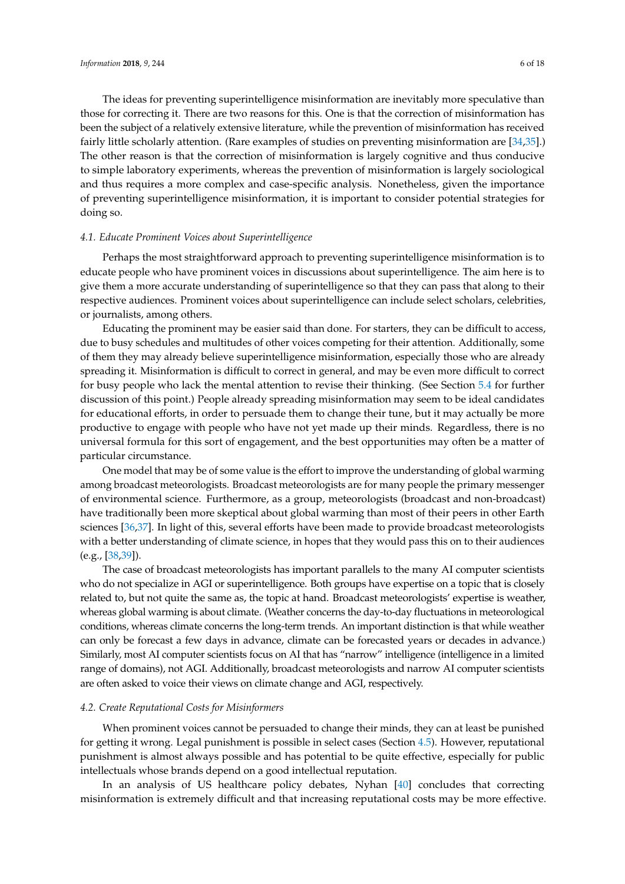The ideas for preventing superintelligence misinformation are inevitably more speculative than those for correcting it. There are two reasons for this. One is that the correction of misinformation has been the subject of a relatively extensive literature, while the prevention of misinformation has received fairly little scholarly attention. (Rare examples of studies on preventing misinformation are [34,35].) The other reason is that the correction of misinformation is largely cognitive and thus conducive to simple laboratory experiments, whereas the prevention of misinformation is largely sociological and thus requires a more complex and case-specific analysis. Nonetheless, given the importance of preventing superintelligence misinformation, it is important to consider potential strategies for doing so.

### *4.1. Educate Prominent Voices about Superintelligence*

Perhaps the most straightforward approach to preventing superintelligence misinformation is to educate people who have prominent voices in discussions about superintelligence. The aim here is to give them a more accurate understanding of superintelligence so that they can pass that along to their respective audiences. Prominent voices about superintelligence can include select scholars, celebrities, or journalists, among others.

Educating the prominent may be easier said than done. For starters, they can be difficult to access, due to busy schedules and multitudes of other voices competing for their attention. Additionally, some of them they may already believe superintelligence misinformation, especially those who are already spreading it. Misinformation is difficult to correct in general, and may be even more difficult to correct for busy people who lack the mental attention to revise their thinking. (See Section 5.4 for further discussion of this point.) People already spreading misinformation may seem to be ideal candidates for educational efforts, in order to persuade them to change their tune, but it may actually be more productive to engage with people who have not yet made up their minds. Regardless, there is no universal formula for this sort of engagement, and the best opportunities may often be a matter of particular circumstance.

One model that may be of some value is the effort to improve the understanding of global warming among broadcast meteorologists. Broadcast meteorologists are for many people the primary messenger of environmental science. Furthermore, as a group, meteorologists (broadcast and non-broadcast) have traditionally been more skeptical about global warming than most of their peers in other Earth sciences [36,37]. In light of this, several efforts have been made to provide broadcast meteorologists with a better understanding of climate science, in hopes that they would pass this on to their audiences (e.g., [38,39]).

The case of broadcast meteorologists has important parallels to the many AI computer scientists who do not specialize in AGI or superintelligence. Both groups have expertise on a topic that is closely related to, but not quite the same as, the topic at hand. Broadcast meteorologists' expertise is weather, whereas global warming is about climate. (Weather concerns the day-to-day fluctuations in meteorological conditions, whereas climate concerns the long-term trends. An important distinction is that while weather can only be forecast a few days in advance, climate can be forecasted years or decades in advance.) Similarly, most AI computer scientists focus on AI that has "narrow" intelligence (intelligence in a limited range of domains), not AGI. Additionally, broadcast meteorologists and narrow AI computer scientists are often asked to voice their views on climate change and AGI, respectively.

### *4.2. Create Reputational Costs for Misinformers*

When prominent voices cannot be persuaded to change their minds, they can at least be punished for getting it wrong. Legal punishment is possible in select cases (Section 4.5). However, reputational punishment is almost always possible and has potential to be quite effective, especially for public intellectuals whose brands depend on a good intellectual reputation.

In an analysis of US healthcare policy debates, Nyhan [40] concludes that correcting misinformation is extremely difficult and that increasing reputational costs may be more effective.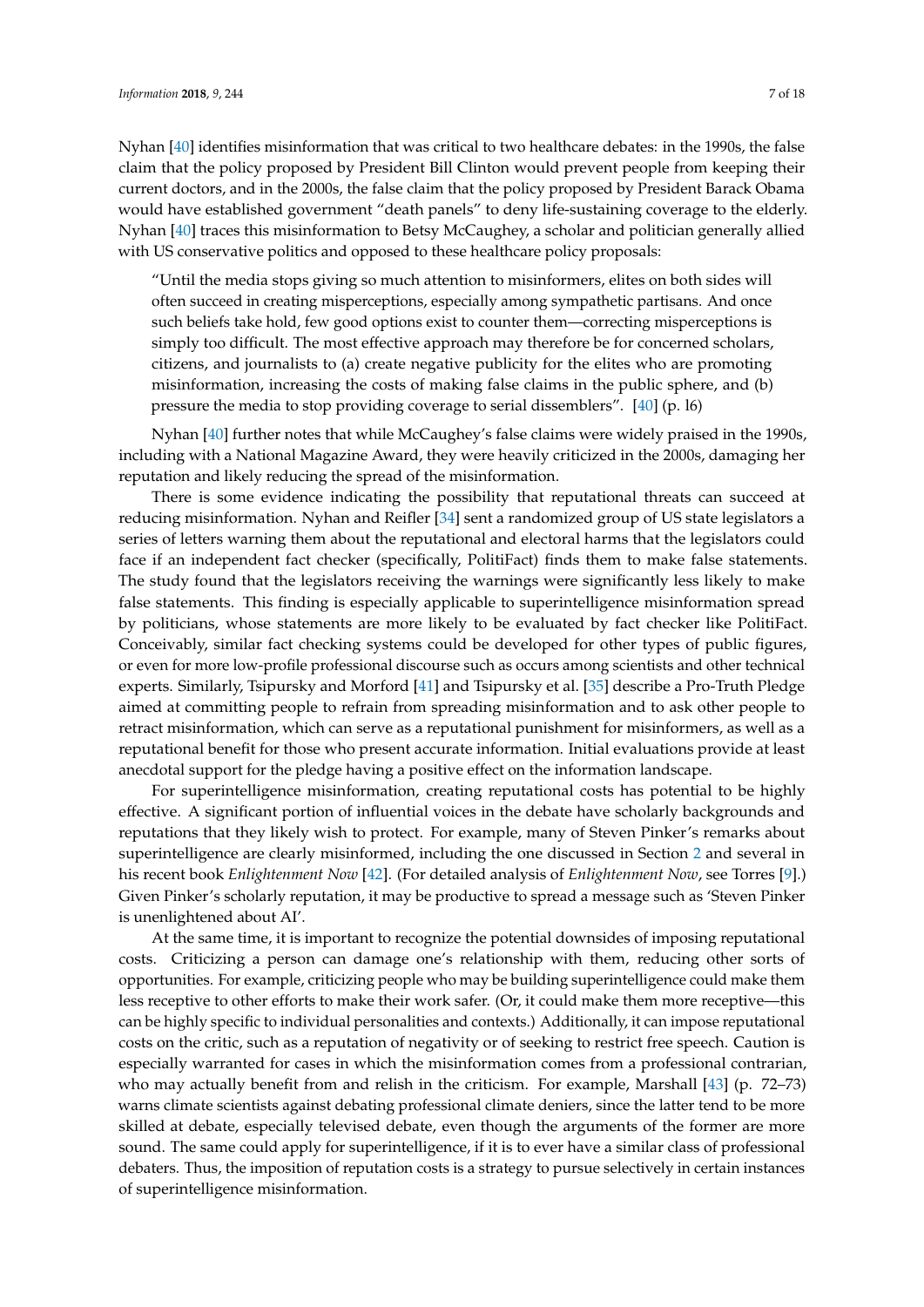Nyhan [40] identifies misinformation that was critical to two healthcare debates: in the 1990s, the false claim that the policy proposed by President Bill Clinton would prevent people from keeping their current doctors, and in the 2000s, the false claim that the policy proposed by President Barack Obama would have established government "death panels" to deny life-sustaining coverage to the elderly. Nyhan [40] traces this misinformation to Betsy McCaughey, a scholar and politician generally allied with US conservative politics and opposed to these healthcare policy proposals:

> "Until the media stops giving so much attention to misinformers, elites on both sides will often succeed in creating misperceptions, especially among sympathetic partisans. And once such beliefs take hold, few good options exist to counter them—correcting misperceptions is simply too difficult. The most effective approach may therefore be for concerned scholars, citizens, and journalists to (a) create negative publicity for the elites who are promoting misinformation, increasing the costs of making false claims in the public sphere, and (b) pressure the media to stop providing coverage to serial dissemblers". [40] (p. l6)

Nyhan [40] further notes that while McCaughey's false claims were widely praised in the 1990s, including with a National Magazine Award, they were heavily criticized in the 2000s, damaging her reputation and likely reducing the spread of the misinformation.

There is some evidence indicating the possibility that reputational threats can succeed at reducing misinformation. Nyhan and Reifler [34] sent a randomized group of US state legislators a series of letters warning them about the reputational and electoral harms that the legislators could face if an independent fact checker (specifically, PolitiFact) finds them to make false statements. The study found that the legislators receiving the warnings were significantly less likely to make false statements. This finding is especially applicable to superintelligence misinformation spread by politicians, whose statements are more likely to be evaluated by fact checker like PolitiFact. Conceivably, similar fact checking systems could be developed for other types of public figures, or even for more low-profile professional discourse such as occurs among scientists and other technical experts. Similarly, Tsipursky and Morford [41] and Tsipursky et al. [35] describe a Pro-Truth Pledge aimed at committing people to refrain from spreading misinformation and to ask other people to retract misinformation, which can serve as a reputational punishment for misinformers, as well as a reputational benefit for those who present accurate information. Initial evaluations provide at least anecdotal support for the pledge having a positive effect on the information landscape.

For superintelligence misinformation, creating reputational costs has potential to be highly effective. A significant portion of influential voices in the debate have scholarly backgrounds and reputations that they likely wish to protect. For example, many of Steven Pinker's remarks about superintelligence are clearly misinformed, including the one discussed in Section 2 and several in his recent book *Enlightenment Now* [42]. (For detailed analysis of *Enlightenment Now*, see Torres [9].) Given Pinker's scholarly reputation, it may be productive to spread a message such as 'Steven Pinker is unenlightened about AI'.

At the same time, it is important to recognize the potential downsides of imposing reputational costs. Criticizing a person can damage one's relationship with them, reducing other sorts of opportunities. For example, criticizing people who may be building superintelligence could make them less receptive to other efforts to make their work safer. (Or, it could make them more receptive—this can be highly specific to individual personalities and contexts.) Additionally, it can impose reputational costs on the critic, such as a reputation of negativity or of seeking to restrict free speech. Caution is especially warranted for cases in which the misinformation comes from a professional contrarian, who may actually benefit from and relish in the criticism. For example, Marshall [43] (p. 72–73) warns climate scientists against debating professional climate deniers, since the latter tend to be more skilled at debate, especially televised debate, even though the arguments of the former are more sound. The same could apply for superintelligence, if it is to ever have a similar class of professional debaters. Thus, the imposition of reputation costs is a strategy to pursue selectively in certain instances of superintelligence misinformation.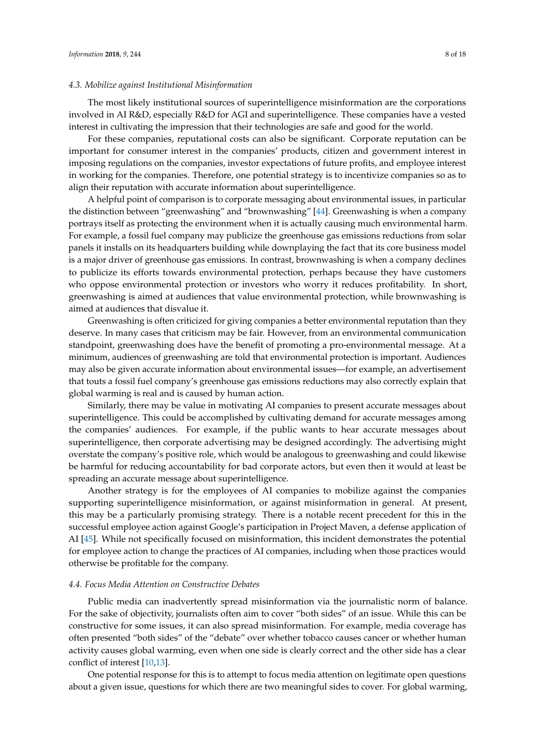### 4.3. Mobilize against Institutional Misinformation

The most likely institutional sources of superintelligence misinformation are the corporations involved in AI R&D, especially R&D for AGI and superintelligence. These companies have a vested interest in cultivating the impression that their technologies are safe and good for the world.

For these companies, reputational costs can also be significant. Corporate reputation can be important for consumer interest in the companies' products, citizen and government interest in imposing regulations on the companies, investor expectations of future profits, and employee interest in working for the companies. Therefore, one potential strategy is to incentivize companies so as to align their reputation with accurate information about superintelligence.

A helpful point of comparison is to corporate messaging about environmental issues, in particular the distinction between "greenwashing" and "brownwashing" [44]. Greenwashing is when a company portrays itself as protecting the environment when it is actually causing much environmental harm. For example, a fossil fuel company may publicize the greenhouse gas emissions reductions from solar panels it installs on its headquarters building while downplaying the fact that its core business model is a major driver of greenhouse gas emissions. In contrast, brownwashing is when a company declines to publicize its efforts towards environmental protection, perhaps because they have customers who oppose environmental protection or investors who worry it reduces profitability. In short, greenwashing is aimed at audiences that value environmental protection, while brownwashing is aimed at audiences that disvalue it.

Greenwashing is often criticized for giving companies a better environmental reputation than they deserve. In many cases that criticism may be fair. However, from an environmental communication standpoint, greenwashing does have the benefit of promoting a pro-environmental message. At a minimum, audiences of greenwashing are told that environmental protection is important. Audiences may also be given accurate information about environmental issues—for example, an advertisement that touts a fossil fuel company's greenhouse gas emissions reductions may also correctly explain that global warming is real and is caused by human action.

Similarly, there may be value in motivating AI companies to present accurate messages about superintelligence. This could be accomplished by cultivating demand for accurate messages among the companies' audiences. For example, if the public wants to hear accurate messages about superintelligence, then corporate advertising may be designed accordingly. The advertising might overstate the company's positive role, which would be analogous to greenwashing and could likewise be harmful for reducing accountability for bad corporate actors, but even then it would at least be spreading an accurate message about superintelligence.

Another strategy is for the employees of AI companies to mobilize against the companies supporting superintelligence misinformation, or against misinformation in general. At present, this may be a particularly promising strategy. There is a notable recent precedent for this in the successful employee action against Google's participation in Project Maven, a defense application of AI [45]. While not specifically focused on misinformation, this incident demonstrates the potential for employee action to change the practices of AI companies, including when those practices would otherwise be profitable for the company.

### 4.4. Focus Media Attention on Constructive Debates

Public media can inadvertently spread misinformation via the journalistic norm of balance. For the sake of objectivity, journalists often aim to cover "both sides" of an issue. While this can be constructive for some issues, it can also spread misinformation. For example, media coverage has often presented "both sides" of the "debate" over whether tobacco causes cancer or whether human activity causes global warming, even when one side is clearly correct and the other side has a clear conflict of interest [10,13].

One potential response for this is to attempt to focus media attention on legitimate open questions about a given issue, questions for which there are two meaningful sides to cover. For global warming,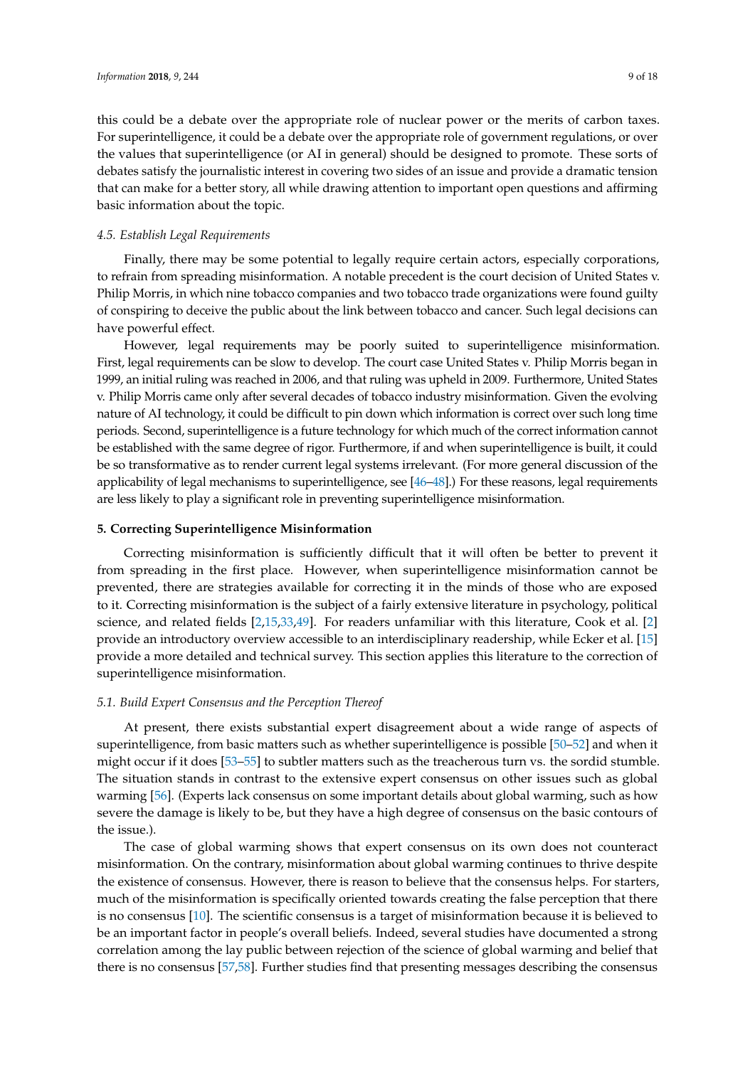this could be a debate over the appropriate role of nuclear power or the merits of carbon taxes. For superintelligence, it could be a debate over the appropriate role of government regulations, or over the values that superintelligence (or AI in general) should be designed to promote. These sorts of debates satisfy the journalistic interest in covering two sides of an issue and provide a dramatic tension that can make for a better story, all while drawing attention to important open questions and affirming basic information about the topic.

### *4.5. Establish Legal Requirements*

Finally, there may be some potential to legally require certain actors, especially corporations, to refrain from spreading misinformation. A notable precedent is the court decision of United States v. Philip Morris, in which nine tobacco companies and two tobacco trade organizations were found guilty of conspiring to deceive the public about the link between tobacco and cancer. Such legal decisions can have powerful effect.

However, legal requirements may be poorly suited to superintelligence misinformation. First, legal requirements can be slow to develop. The court case United States v. Philip Morris began in 1999, an initial ruling was reached in 2006, and that ruling was upheld in 2009. Furthermore, United States v. Philip Morris came only after several decades of tobacco industry misinformation. Given the evolving nature of AI technology, it could be difficult to pin down which information is correct over such long time periods. Second, superintelligence is a future technology for which much of the correct information cannot be established with the same degree of rigor. Furthermore, if and when superintelligence is built, it could be so transformative as to render current legal systems irrelevant. (For more general discussion of the applicability of legal mechanisms to superintelligence, see [46–48].) For these reasons, legal requirements are less likely to play a significant role in preventing superintelligence misinformation.

## **5. Correcting Superintelligence Misinformation**

Correcting misinformation is sufficiently difficult that it will often be better to prevent it from spreading in the first place. However, when superintelligence misinformation cannot be prevented, there are strategies available for correcting it in the minds of those who are exposed to it. Correcting misinformation is the subject of a fairly extensive literature in psychology, political science, and related fields [2,15,33,49]. For readers unfamiliar with this literature, Cook et al. [2] provide an introductory overview accessible to an interdisciplinary readership, while Ecker et al. [15] provide a more detailed and technical survey. This section applies this literature to the correction of superintelligence misinformation.

### *5.1. Build Expert Consensus and the Perception Thereof*

At present, there exists substantial expert disagreement about a wide range of aspects of superintelligence, from basic matters such as whether superintelligence is possible [50–52] and when it might occur if it does [53–55] to subtler matters such as the treacherous turn vs. the sordid stumble. The situation stands in contrast to the extensive expert consensus on other issues such as global warming [56]. (Experts lack consensus on some important details about global warming, such as how severe the damage is likely to be, but they have a high degree of consensus on the basic contours of the issue.).

The case of global warming shows that expert consensus on its own does not counteract misinformation. On the contrary, misinformation about global warming continues to thrive despite the existence of consensus. However, there is reason to believe that the consensus helps. For starters, much of the misinformation is specifically oriented towards creating the false perception that there is no consensus [10]. The scientific consensus is a target of misinformation because it is believed to be an important factor in people's overall beliefs. Indeed, several studies have documented a strong correlation among the lay public between rejection of the science of global warming and belief that there is no consensus [57,58]. Further studies find that presenting messages describing the consensus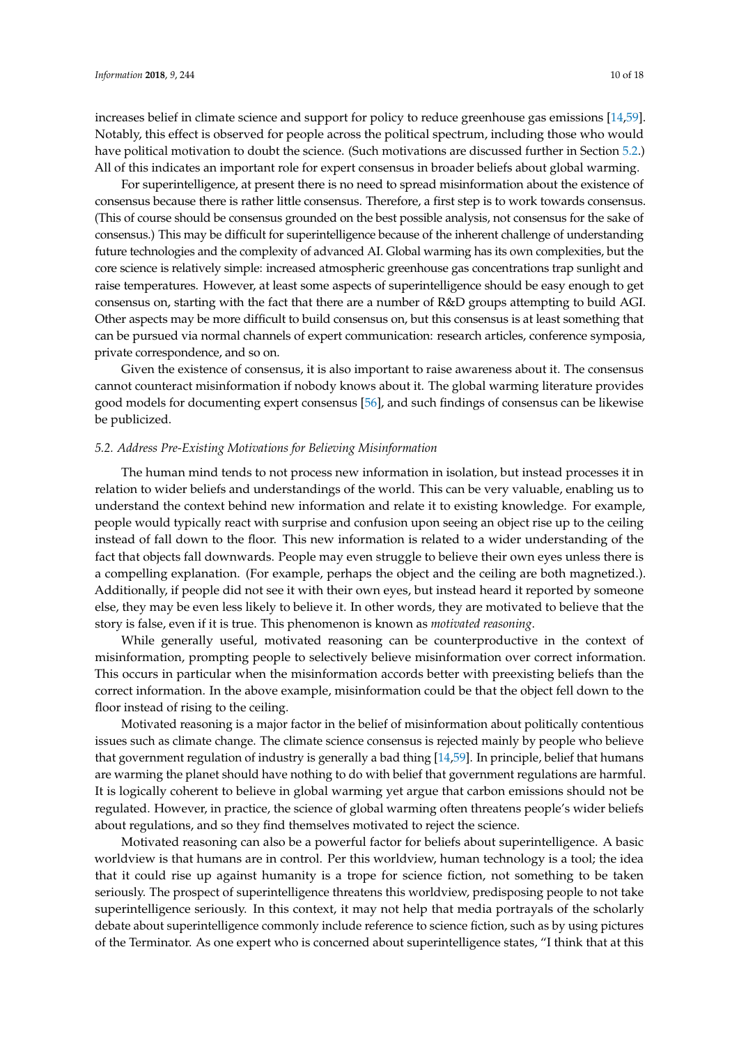increases belief in climate science and support for policy to reduce greenhouse gas emissions [14,59]. Notably, this effect is observed for people across the political spectrum, including those who would have political motivation to doubt the science. (Such motivations are discussed further in Section 5.2.) All of this indicates an important role for expert consensus in broader beliefs about global warming.

For superintelligence, at present there is no need to spread misinformation about the existence of consensus because there is rather little consensus. Therefore, a first step is to work towards consensus. (This of course should be consensus grounded on the best possible analysis, not consensus for the sake of consensus.) This may be difficult for superintelligence because of the inherent challenge of understanding future technologies and the complexity of advanced AI. Global warming has its own complexities, but the core science is relatively simple: increased atmospheric greenhouse gas concentrations trap sunlight and raise temperatures. However, at least some aspects of superintelligence should be easy enough to get consensus on, starting with the fact that there are a number of R&D groups attempting to build AGI. Other aspects may be more difficult to build consensus on, but this consensus is at least something that can be pursued via normal channels of expert communication: research articles, conference symposia, private correspondence, and so on.

Given the existence of consensus, it is also important to raise awareness about it. The consensus cannot counteract misinformation if nobody knows about it. The global warming literature provides good models for documenting expert consensus [56], and such findings of consensus can be likewise be publicized.

### 5.2. Address Pre-Existing Motivations for Believing Misinformation

The human mind tends to not process new information in isolation, but instead processes it in relation to wider beliefs and understandings of the world. This can be very valuable, enabling us to understand the context behind new information and relate it to existing knowledge. For example, people would typically react with surprise and confusion upon seeing an object rise up to the ceiling instead of fall down to the floor. This new information is related to a wider understanding of the fact that objects fall downwards. People may even struggle to believe their own eyes unless there is a compelling explanation. (For example, perhaps the object and the ceiling are both magnetized.). Additionally, if people did not see it with their own eyes, but instead heard it reported by someone else, they may be even less likely to believe it. In other words, they are motivated to believe that the story is false, even if it is true. This phenomenon is known as *motivated reasoning*.

While generally useful, motivated reasoning can be counterproductive in the context of misinformation, prompting people to selectively believe misinformation over correct information. This occurs in particular when the misinformation accords better with preexisting beliefs than the correct information. In the above example, misinformation could be that the object fell down to the floor instead of rising to the ceiling.

Motivated reasoning is a major factor in the belief of misinformation about politically contentious issues such as climate change. The climate science consensus is rejected mainly by people who believe that government regulation of industry is generally a bad thing [14,59]. In principle, belief that humans are warming the planet should have nothing to do with belief that government regulations are harmful. It is logically coherent to believe in global warming yet argue that carbon emissions should not be regulated. However, in practice, the science of global warming often threatens people's wider beliefs about regulations, and so they find themselves motivated to reject the science.

Motivated reasoning can also be a powerful factor for beliefs about superintelligence. A basic worldview is that humans are in control. Per this worldview, human technology is a tool; the idea that it could rise up against humanity is a trope for science fiction, not something to be taken seriously. The prospect of superintelligence threatens this worldview, predisposing people to not take superintelligence seriously. In this context, it may not help that media portrayals of the scholarly debate about superintelligence commonly include reference to science fiction, such as by using pictures of the Terminator. As one expert who is concerned about superintelligence states, "I think that at this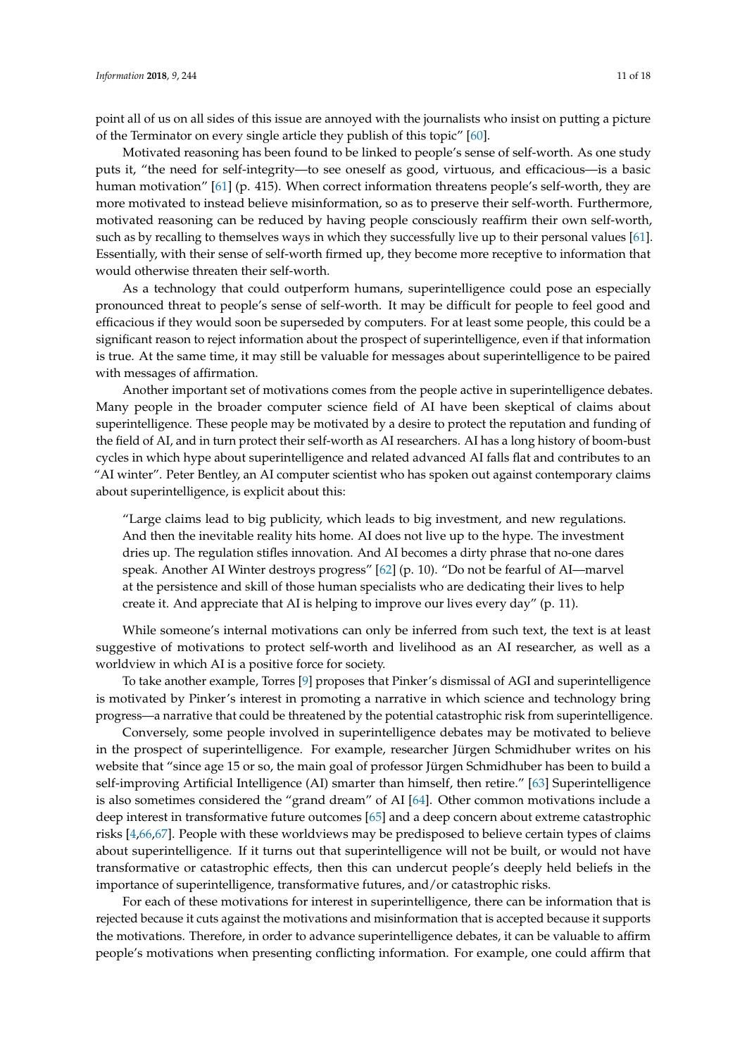point all of us on all sides of this issue are annoyed with the journalists who insist on putting a picture of the Terminator on every single article they publish of this topic" [60].

Motivated reasoning has been found to be linked to people's sense of self-worth. As one study puts it, "the need for self-integrity—to see oneself as good, virtuous, and efficacious—is a basic human motivation" [61] (p. 415). When correct information threatens people's self-worth, they are more motivated to instead believe misinformation, so as to preserve their self-worth. Furthermore, motivated reasoning can be reduced by having people consciously reaffirm their own self-worth, such as by recalling to themselves ways in which they successfully live up to their personal values [61]. Essentially, with their sense of self-worth firmed up, they become more receptive to information that would otherwise threaten their self-worth.

As a technology that could outperform humans, superintelligence could pose an especially pronounced threat to people's sense of self-worth. It may be difficult for people to feel good and efficacious if they would soon be superseded by computers. For at least some people, this could be a significant reason to reject information about the prospect of superintelligence, even if that information is true. At the same time, it may still be valuable for messages about superintelligence to be paired with messages of affirmation.

Another important set of motivations comes from the people active in superintelligence debates. Many people in the broader computer science field of AI have been skeptical of claims about superintelligence. These people may be motivated by a desire to protect the reputation and funding of the field of AI, and in turn protect their self-worth as AI researchers. AI has a long history of boom-bust cycles in which hype about superintelligence and related advanced AI falls flat and contributes to an "AI winter". Peter Bentley, an AI computer scientist who has spoken out against contemporary claims about superintelligence, is explicit about this:

> "Large claims lead to big publicity, which leads to big investment, and new regulations. And then the inevitable reality hits home. AI does not live up to the hype. The investment dries up. The regulation stifles innovation. And AI becomes a dirty phrase that no-one dares speak. Another AI Winter destroys progress" [62] (p. 10). "Do not be fearful of AI—marvel at the persistence and skill of those human specialists who are dedicating their lives to help create it. And appreciate that AI is helping to improve our lives every day" (p. 11).

While someone's internal motivations can only be inferred from such text, the text is at least suggestive of motivations to protect self-worth and livelihood as an AI researcher, as well as a worldview in which AI is a positive force for society.

To take another example, Torres [9] proposes that Pinker's dismissal of AGI and superintelligence is motivated by Pinker's interest in promoting a narrative in which science and technology bring progress—a narrative that could be threatened by the potential catastrophic risk from superintelligence.

Conversely, some people involved in superintelligence debates may be motivated to believe in the prospect of superintelligence. For example, researcher Jürgen Schmidhuber writes on his website that "since age 15 or so, the main goal of professor Jürgen Schmidhuber has been to build a self-improving Artificial Intelligence (AI) smarter than himself, then retire." [63] Superintelligence is also sometimes considered the "grand dream" of AI [64]. Other common motivations include a deep interest in transformative future outcomes [65] and a deep concern about extreme catastrophic risks [4,66,67]. People with these worldviews may be predisposed to believe certain types of claims about superintelligence. If it turns out that superintelligence will not be built, or would not have transformative or catastrophic effects, then this can undercut people's deeply held beliefs in the importance of superintelligence, transformative futures, and/or catastrophic risks.

For each of these motivations for interest in superintelligence, there can be information that is rejected because it cuts against the motivations and misinformation that is accepted because it supports the motivations. Therefore, in order to advance superintelligence debates, it can be valuable to affirm people's motivations when presenting conflicting information. For example, one could affirm that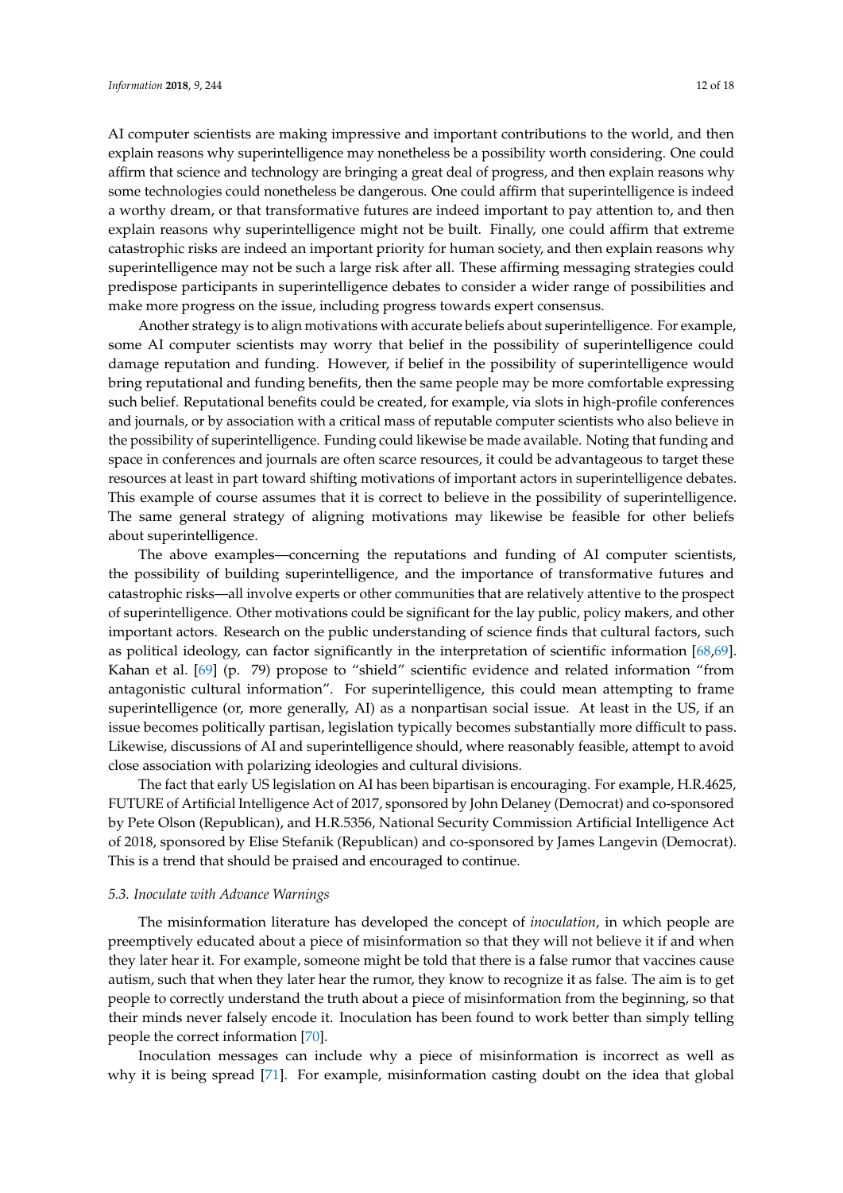AI computer scientists are making impressive and important contributions to the world, and then explain reasons why superintelligence may nonetheless be a possibility worth considering. One could affirm that science and technology are bringing a great deal of progress, and then explain reasons why some technologies could nonetheless be dangerous. One could affirm that superintelligence is indeed a worthy dream, or that transformative futures are indeed important to pay attention to, and then explain reasons why superintelligence might not be built. Finally, one could affirm that extreme catastrophic risks are indeed an important priority for human society, and then explain reasons why superintelligence may not be such a large risk after all. These affirming messaging strategies could predispose participants in superintelligence debates to consider a wider range of possibilities and make more progress on the issue, including progress towards expert consensus.

Another strategy is to align motivations with accurate beliefs about superintelligence. For example, some AI computer scientists may worry that belief in the possibility of superintelligence could damage reputation and funding. However, if belief in the possibility of superintelligence would bring reputational and funding benefits, then the same people may be more comfortable expressing such belief. Reputational benefits could be created, for example, via slots in high-profile conferences and journals, or by association with a critical mass of reputable computer scientists who also believe in the possibility of superintelligence. Funding could likewise be made available. Noting that funding and space in conferences and journals are often scarce resources, it could be advantageous to target these resources at least in part toward shifting motivations of important actors in superintelligence debates. This example of course assumes that it is correct to believe in the possibility of superintelligence. The same general strategy of aligning motivations may likewise be feasible for other beliefs about superintelligence.

The above examples—concerning the reputations and funding of AI computer scientists, the possibility of building superintelligence, and the importance of transformative futures and catastrophic risks—all involve experts or other communities that are relatively attentive to the prospect of superintelligence. Other motivations could be significant for the lay public, policy makers, and other important actors. Research on the public understanding of science finds that cultural factors, such as political ideology, can factor significantly in the interpretation of scientific information [68,69]. Kahan et al. [69] (p. 79) propose to "shield" scientific evidence and related information "from antagonistic cultural information". For superintelligence, this could mean attempting to frame superintelligence (or, more generally, AI) as a nonpartisan social issue. At least in the US, if an issue becomes politically partisan, legislation typically becomes substantially more difficult to pass. Likewise, discussions of AI and superintelligence should, where reasonably feasible, attempt to avoid close association with polarizing ideologies and cultural divisions.

The fact that early US legislation on AI has been bipartisan is encouraging. For example, H.R.4625, FUTURE of Artificial Intelligence Act of 2017, sponsored by John Delaney (Democrat) and co-sponsored by Pete Olson (Republican), and H.R.5356, National Security Commission Artificial Intelligence Act of 2018, sponsored by Elise Stefanik (Republican) and co-sponsored by James Langevin (Democrat). This is a trend that should be praised and encouraged to continue.

### *5.3. Inoculate with Advance Warnings*

The misinformation literature has developed the concept of *inoculation*, in which people are preemptively educated about a piece of misinformation so that they will not believe it if and when they later hear it. For example, someone might be told that there is a false rumor that vaccines cause autism, such that when they later hear the rumor, they know to recognize it as false. The aim is to get people to correctly understand the truth about a piece of misinformation from the beginning, so that their minds never falsely encode it. Inoculation has been found to work better than simply telling people the correct information [70].

Inoculation messages can include why a piece of misinformation is incorrect as well as why it is being spread [71]. For example, misinformation casting doubt on the idea that global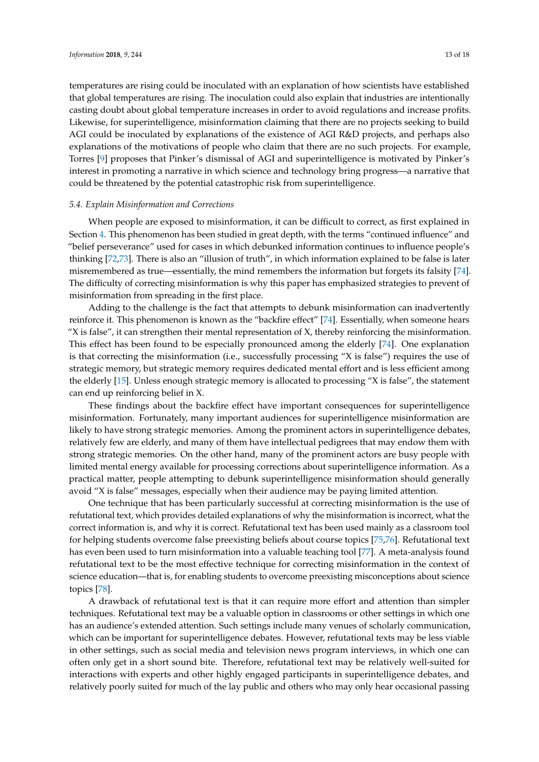temperatures are rising could be inoculated with an explanation of how scientists have established that global temperatures are rising. The inoculation could also explain that industries are intentionally casting doubt about global temperature increases in order to avoid regulations and increase profits. Likewise, for superintelligence, misinformation claiming that there are no projects seeking to build AGI could be inoculated by explanations of the existence of AGI R&D projects, and perhaps also explanations of the motivations of people who claim that there are no such projects. For example, Torres [9] proposes that Pinker's dismissal of AGI and superintelligence is motivated by Pinker's interest in promoting a narrative in which science and technology bring progress—a narrative that could be threatened by the potential catastrophic risk from superintelligence.

### *5.4. Explain Misinformation and Corrections*

When people are exposed to misinformation, it can be difficult to correct, as first explained in Section 4. This phenomenon has been studied in great depth, with the terms "continued influence" and "belief perseverance" used for cases in which debunked information continues to influence people's thinking [72,73]. There is also an "illusion of truth", in which information explained to be false is later misremembered as true—essentially, the mind remembers the information but forgets its falsity [74]. The difficulty of correcting misinformation is why this paper has emphasized strategies to prevent of misinformation from spreading in the first place.

Adding to the challenge is the fact that attempts to debunk misinformation can inadvertently reinforce it. This phenomenon is known as the "backfire effect" [74]. Essentially, when someone hears "X is false", it can strengthen their mental representation of X, thereby reinforcing the misinformation. This effect has been found to be especially pronounced among the elderly [74]. One explanation is that correcting the misinformation (i.e., successfully processing "X is false") requires the use of strategic memory, but strategic memory requires dedicated mental effort and is less efficient among the elderly [15]. Unless enough strategic memory is allocated to processing "X is false", the statement can end up reinforcing belief in X.

These findings about the backfire effect have important consequences for superintelligence misinformation. Fortunately, many important audiences for superintelligence misinformation are likely to have strong strategic memories. Among the prominent actors in superintelligence debates, relatively few are elderly, and many of them have intellectual pedigrees that may endow them with strong strategic memories. On the other hand, many of the prominent actors are busy people with limited mental energy available for processing corrections about superintelligence information. As a practical matter, people attempting to debunk superintelligence misinformation should generally avoid "X is false" messages, especially when their audience may be paying limited attention.

One technique that has been particularly successful at correcting misinformation is the use of refutational text, which provides detailed explanations of why the misinformation is incorrect, what the correct information is, and why it is correct. Refutational text has been used mainly as a classroom tool for helping students overcome false preexisting beliefs about course topics [75,76]. Refutational text has even been used to turn misinformation into a valuable teaching tool [77]. A meta-analysis found refutational text to be the most effective technique for correcting misinformation in the context of science education—that is, for enabling students to overcome preexisting misconceptions about science topics [78].

A drawback of refutational text is that it can require more effort and attention than simpler techniques. Refutational text may be a valuable option in classrooms or other settings in which one has an audience's extended attention. Such settings include many venues of scholarly communication, which can be important for superintelligence debates. However, refutational texts may be less viable in other settings, such as social media and television news program interviews, in which one can often only get in a short sound bite. Therefore, refutational text may be relatively well-suited for interactions with experts and other highly engaged participants in superintelligence debates, and relatively poorly suited for much of the lay public and others who may only hear occasional passing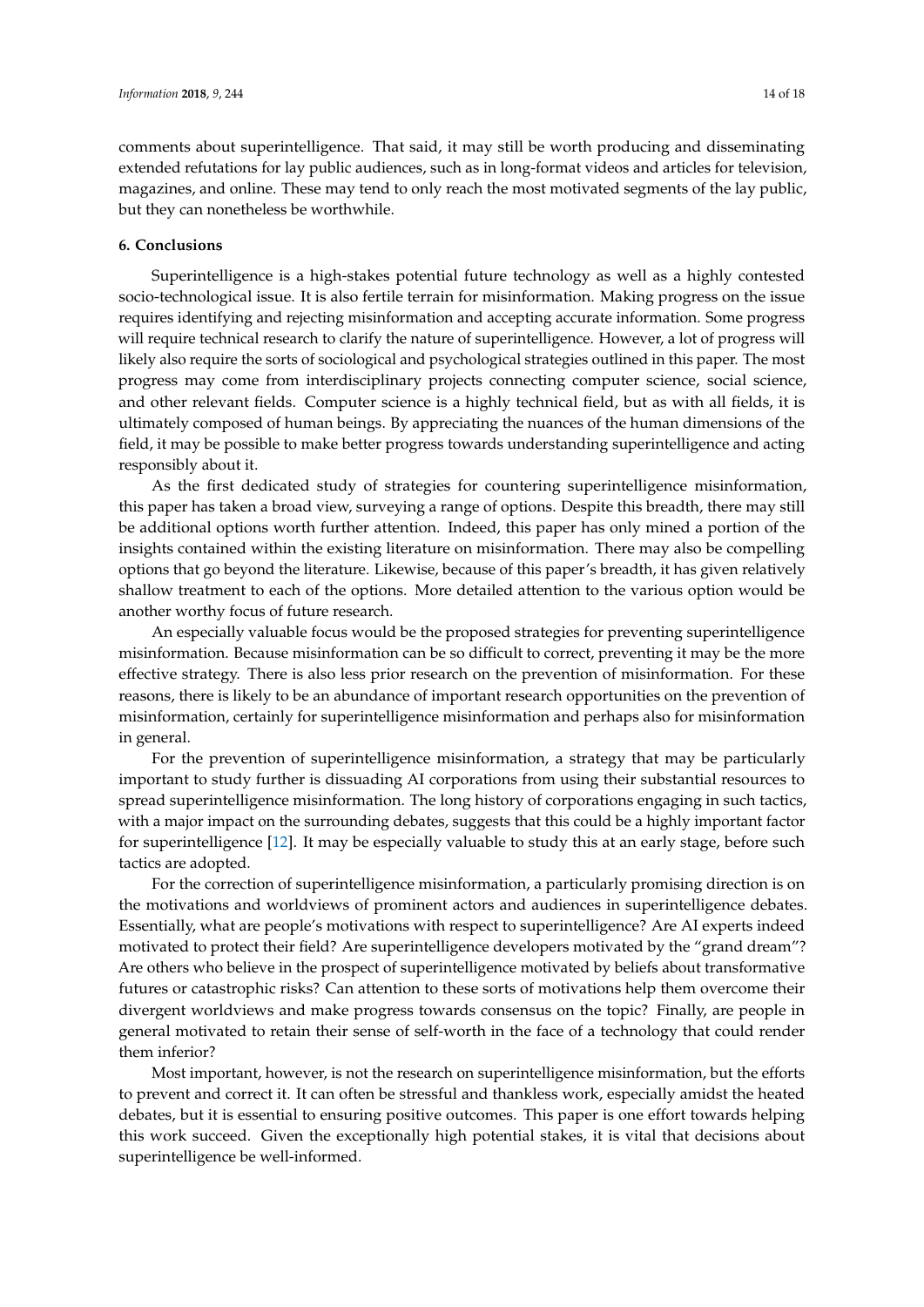comments about superintelligence. That said, it may still be worth producing and disseminating extended refutations for lay public audiences, such as in long-format videos and articles for television, magazines, and online. These may tend to only reach the most motivated segments of the lay public, but they can nonetheless be worthwhile.

## 6. Conclusions

Superintelligence is a high-stakes potential future technology as well as a highly contested socio-technological issue. It is also fertile terrain for misinformation. Making progress on the issue requires identifying and rejecting misinformation and accepting accurate information. Some progress will require technical research to clarify the nature of superintelligence. However, a lot of progress will likely also require the sorts of sociological and psychological strategies outlined in this paper. The most progress may come from interdisciplinary projects connecting computer science, social science, and other relevant fields. Computer science is a highly technical field, but as with all fields, it is ultimately composed of human beings. By appreciating the nuances of the human dimensions of the field, it may be possible to make better progress towards understanding superintelligence and acting responsibly about it.

As the first dedicated study of strategies for countering superintelligence misinformation, this paper has taken a broad view, surveying a range of options. Despite this breadth, there may still be additional options worth further attention. Indeed, this paper has only mined a portion of the insights contained within the existing literature on misinformation. There may also be compelling options that go beyond the literature. Likewise, because of this paper's breadth, it has given relatively shallow treatment to each of the options. More detailed attention to the various option would be another worthy focus of future research.

An especially valuable focus would be the proposed strategies for preventing superintelligence misinformation. Because misinformation can be so difficult to correct, preventing it may be the more effective strategy. There is also less prior research on the prevention of misinformation. For these reasons, there is likely to be an abundance of important research opportunities on the prevention of misinformation, certainly for superintelligence misinformation and perhaps also for misinformation in general.

For the prevention of superintelligence misinformation, a strategy that may be particularly important to study further is dissuading AI corporations from using their substantial resources to spread superintelligence misinformation. The long history of corporations engaging in such tactics, with a major impact on the surrounding debates, suggests that this could be a highly important factor for superintelligence [12]. It may be especially valuable to study this at an early stage, before such tactics are adopted.

For the correction of superintelligence misinformation, a particularly promising direction is on the motivations and worldviews of prominent actors and audiences in superintelligence debates. Essentially, what are people's motivations with respect to superintelligence? Are AI experts indeed motivated to protect their field? Are superintelligence developers motivated by the "grand dream"? Are others who believe in the prospect of superintelligence motivated by beliefs about transformative futures or catastrophic risks? Can attention to these sorts of motivations help them overcome their divergent worldviews and make progress towards consensus on the topic? Finally, are people in general motivated to retain their sense of self-worth in the face of a technology that could render them inferior?

Most important, however, is not the research on superintelligence misinformation, but the efforts to prevent and correct it. It can often be stressful and thankless work, especially amidst the heated debates, but it is essential to ensuring positive outcomes. This paper is one effort towards helping this work succeed. Given the exceptionally high potential stakes, it is vital that decisions about superintelligence be well-informed.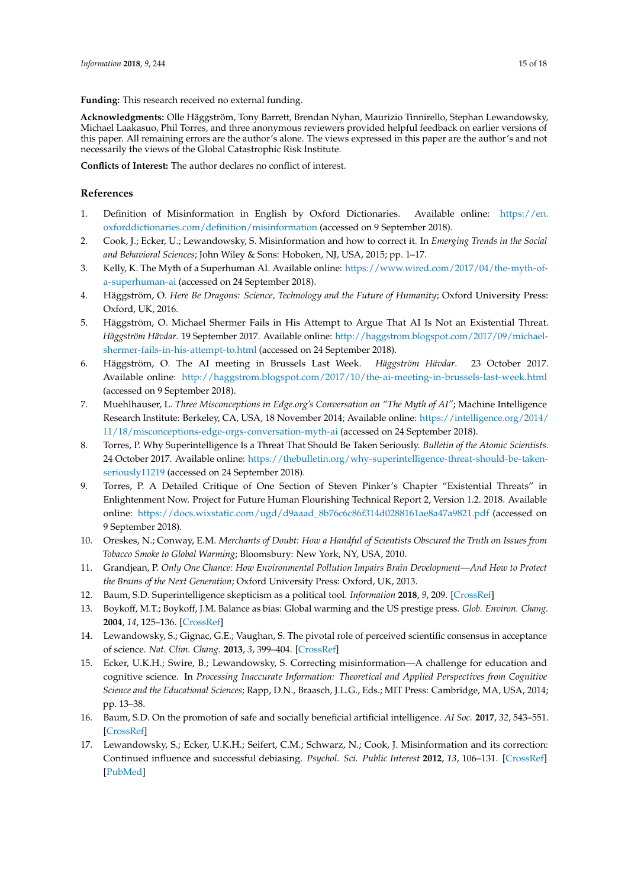**Funding:** This research received no external funding.

**Acknowledgments:** Olle Häggström, Tony Barrett, Brendan Nyhan, Maurizio Tinnirello, Stephan Lewandowsky, Michael Laakasuo, Phil Torres, and three anonymous reviewers provided helpful feedback on earlier versions of this paper. All remaining errors are the author's alone. The views expressed in this paper are the author's and not necessarily the views of the Global Catastrophic Risk Institute.

**Conflicts of Interest:** The author declares no conflict of interest.

## References

1. Definition of Misinformation in English by Oxford Dictionaries. Available online: https://en.oxforddictionaries.com/definition/misinformation (accessed on 9 September 2018).
2. Cook, J.; Ecker, U.; Lewandowsky, S. Misinformation and how to correct it. In *Emerging Trends in the Social and Behavioral Sciences*; John Wiley & Sons: Hoboken, NJ, USA, 2015; pp. 1–17.
3. Kelly, K. The Myth of a Superhuman AI. Available online: https://www.wired.com/2017/04/the-myth-of-a-superhuman-ai (accessed on 24 September 2018).
4. Häggström, O. *Here Be Dragons: Science, Technology and the Future of Humanity*; Oxford University Press: Oxford, UK, 2016.
5. Häggström, O. Michael Shermer Fails in His Attempt to Argue That AI Is Not an Existential Threat. *Häggström Hävdar*. 19 September 2017. Available online: http://haggstrom.blogspot.com/2017/09/michael-shermer-fails-in-his-attempt-to.html (accessed on 24 September 2018).
6. Häggström, O. The AI meeting in Brussels Last Week. *Häggström Hävdar*. 23 October 2017. Available online: http://haggstrom.blogspot.com/2017/10/the-ai-meeting-in-brussels-last-week.html (accessed on 9 September 2018).
7. Muehlhauser, L. *Three Misconceptions in Edge.org's Conversation on "The Myth of AI"*; Machine Intelligence Research Institute: Berkeley, CA, USA, 18 November 2014; Available online: https://intelligence.org/2014/11/18/misconceptions-edge-orgs-conversation-myth-ai (accessed on 24 September 2018).
8. Torres, P. Why Superintelligence Is a Threat That Should Be Taken Seriously. *Bulletin of the Atomic Scientists*. 24 October 2017. Available online: https://thebulletin.org/why-superintelligence-threat-should-be-taken-seriously11219 (accessed on 24 September 2018).
9. Torres, P. A Detailed Critique of One Section of Steven Pinker's Chapter "Existential Threats" in Enlightenment Now. Project for Future Human Flourishing Technical Report 2, Version 1.2. 2018. Available online: https://docs.wixstatic.com/ugd/d9aaad_8b76c6c86f314d0288161ae8a47a9821.pdf (accessed on 9 September 2018).
10. Oreskes, N.; Conway, E.M. *Merchants of Doubt: How a Handful of Scientists Obscured the Truth on Issues from Tobacco Smoke to Global Warming*; Bloomsbury: New York, NY, USA, 2010.
11. Grandjean, P. *Only One Chance: How Environmental Pollution Impairs Brain Development—And How to Protect the Brains of the Next Generation*; Oxford University Press: Oxford, UK, 2013.
12. Baum, S.D. Superintelligence skepticism as a political tool. *Information* **2018**, *9*, 209. [CrossRef]
13. Boykoff, M.T.; Boykoff, J.M. Balance as bias: Global warming and the US prestige press. *Glob. Environ. Chang.* **2004**, *14*, 125–136. [CrossRef]
14. Lewandowsky, S.; Gignac, G.E.; Vaughan, S. The pivotal role of perceived scientific consensus in acceptance of science. *Nat. Clim. Chang.* **2013**, *3*, 399–404. [CrossRef]
15. Ecker, U.K.H.; Swire, B.; Lewandowsky, S. Correcting misinformation—A challenge for education and cognitive science. In *Processing Inaccurate Information: Theoretical and Applied Perspectives from Cognitive Science and the Educational Sciences*; Rapp, D.N., Braasch, J.L.G., Eds.; MIT Press: Cambridge, MA, USA, 2014; pp. 13–38.
16. Baum, S.D. On the promotion of safe and socially beneficial artificial intelligence. *AI Soc.* **2017**, *32*, 543–551. [CrossRef]
17. Lewandowsky, S.; Ecker, U.K.H.; Seifert, C.M.; Schwarz, N.; Cook, J. Misinformation and its correction: Continued influence and successful debiasing. *Psychol. Sci. Public Interest* **2012**, *13*, 106–131. [CrossRef] [PubMed]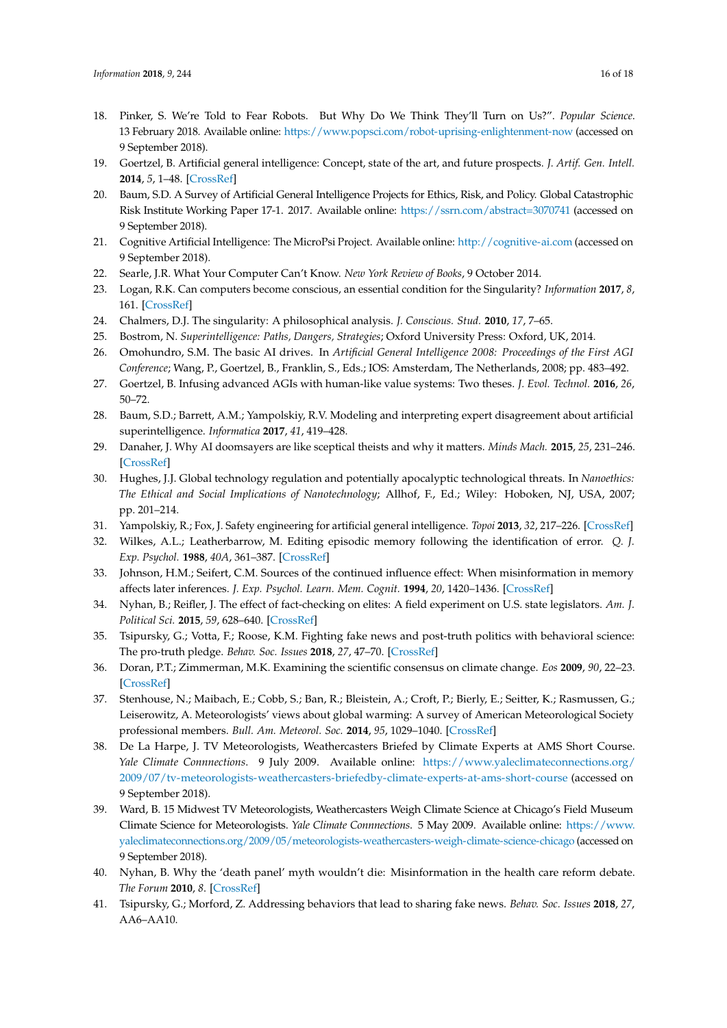18. Pinker, S. We're Told to Fear Robots. But Why Do We Think They'll Turn on Us?". *Popular Science*. 13 February 2018. Available online: https://www.popsci.com/robot-uprising-enlightenment-now (accessed on 9 September 2018).
19. Goertzel, B. Artificial general intelligence: Concept, state of the art, and future prospects. *J. Artif. Gen. Intell.* **2014**, *5*, 1–48. [CrossRef]
20. Baum, S.D. A Survey of Artificial General Intelligence Projects for Ethics, Risk, and Policy. Global Catastrophic Risk Institute Working Paper 17-1. 2017. Available online: https://ssrn.com/abstract=3070741 (accessed on 9 September 2018).
21. Cognitive Artificial Intelligence: The MicroPsi Project. Available online: http://cognitive-ai.com (accessed on 9 September 2018).
22. Searle, J.R. What Your Computer Can't Know. *New York Review of Books*, 9 October 2014.
23. Logan, R.K. Can computers become conscious, an essential condition for the Singularity? *Information* **2017**, *8*, 161. [CrossRef]
24. Chalmers, D.J. The singularity: A philosophical analysis. *J. Conscious. Stud.* **2010**, *17*, 7–65.
25. Bostrom, N. *Superintelligence: Paths, Dangers, Strategies*; Oxford University Press: Oxford, UK, 2014.
26. Omohundro, S.M. The basic AI drives. In *Artificial General Intelligence 2008: Proceedings of the First AGI Conference*; Wang, P., Goertzel, B., Franklin, S., Eds.; IOS: Amsterdam, The Netherlands, 2008; pp. 483–492.
27. Goertzel, B. Infusing advanced AGIs with human-like value systems: Two theses. *J. Evol. Technol.* **2016**, *26*, 50–72.
28. Baum, S.D.; Barrett, A.M.; Yampolskiy, R.V. Modeling and interpreting expert disagreement about artificial superintelligence. *Informatica* **2017**, *41*, 419–428.
29. Danaher, J. Why AI doomsayers are like sceptical theists and why it matters. *Minds Mach.* **2015**, *25*, 231–246. [CrossRef]
30. Hughes, J.J. Global technology regulation and potentially apocalyptic technological threats. In *Nanoethics: The Ethical and Social Implications of Nanotechnology*; Allhof, F., Ed.; Wiley: Hoboken, NJ, USA, 2007; pp. 201–214.
31. Yampolskiy, R.; Fox, J. Safety engineering for artificial general intelligence. *Topoi* **2013**, *32*, 217–226. [CrossRef]
32. Wilkes, A.L.; Leatherbarrow, M. Editing episodic memory following the identification of error. *Q. J. Exp. Psychol.* **1988**, *40A*, 361–387. [CrossRef]
33. Johnson, H.M.; Seifert, C.M. Sources of the continued influence effect: When misinformation in memory affects later inferences. *J. Exp. Psychol. Learn. Mem. Cognit.* **1994**, *20*, 1420–1436. [CrossRef]
34. Nyhan, B.; Reifler, J. The effect of fact-checking on elites: A field experiment on U.S. state legislators. *Am. J. Political Sci.* **2015**, *59*, 628–640. [CrossRef]
35. Tsipursky, G.; Votta, F.; Roose, K.M. Fighting fake news and post-truth politics with behavioral science: The pro-truth pledge. *Behav. Soc. Issues* **2018**, *27*, 47–70. [CrossRef]
36. Doran, P.T.; Zimmerman, M.K. Examining the scientific consensus on climate change. *Eos* **2009**, *90*, 22–23. [CrossRef]
37. Stenhouse, N.; Maibach, E.; Cobb, S.; Ban, R.; Bleistein, A.; Croft, P.; Bierly, E.; Seitter, K.; Rasmussen, G.; Leiserowitz, A. Meteorologists' views about global warming: A survey of American Meteorological Society professional members. *Bull. Am. Meteorol. Soc.* **2014**, *95*, 1029–1040. [CrossRef]
38. De La Harpe, J. TV Meteorologists, Weathercasters Briefed by Climate Experts at AMS Short Course. *Yale Climate Connnections*. 9 July 2009. Available online: https://www.yaleclimateconnections.org/2009/07/tv-meteorologists-weathercasters-briefedby-climate-experts-at-ams-short-course (accessed on 9 September 2018).
39. Ward, B. 15 Midwest TV Meteorologists, Weathercasters Weigh Climate Science at Chicago's Field Museum Climate Science for Meteorologists. *Yale Climate Connnections*. 5 May 2009. Available online: https://www.yaleclimateconnections.org/2009/05/meteorologists-weathercasters-weigh-climate-science-chicago (accessed on 9 September 2018).
40. Nyhan, B. Why the 'death panel' myth wouldn't die: Misinformation in the health care reform debate. *The Forum* **2010**, *8*. [CrossRef]
41. Tsipursky, G.; Morford, Z. Addressing behaviors that lead to sharing fake news. *Behav. Soc. Issues* **2018**, *27*, AA6–AA10.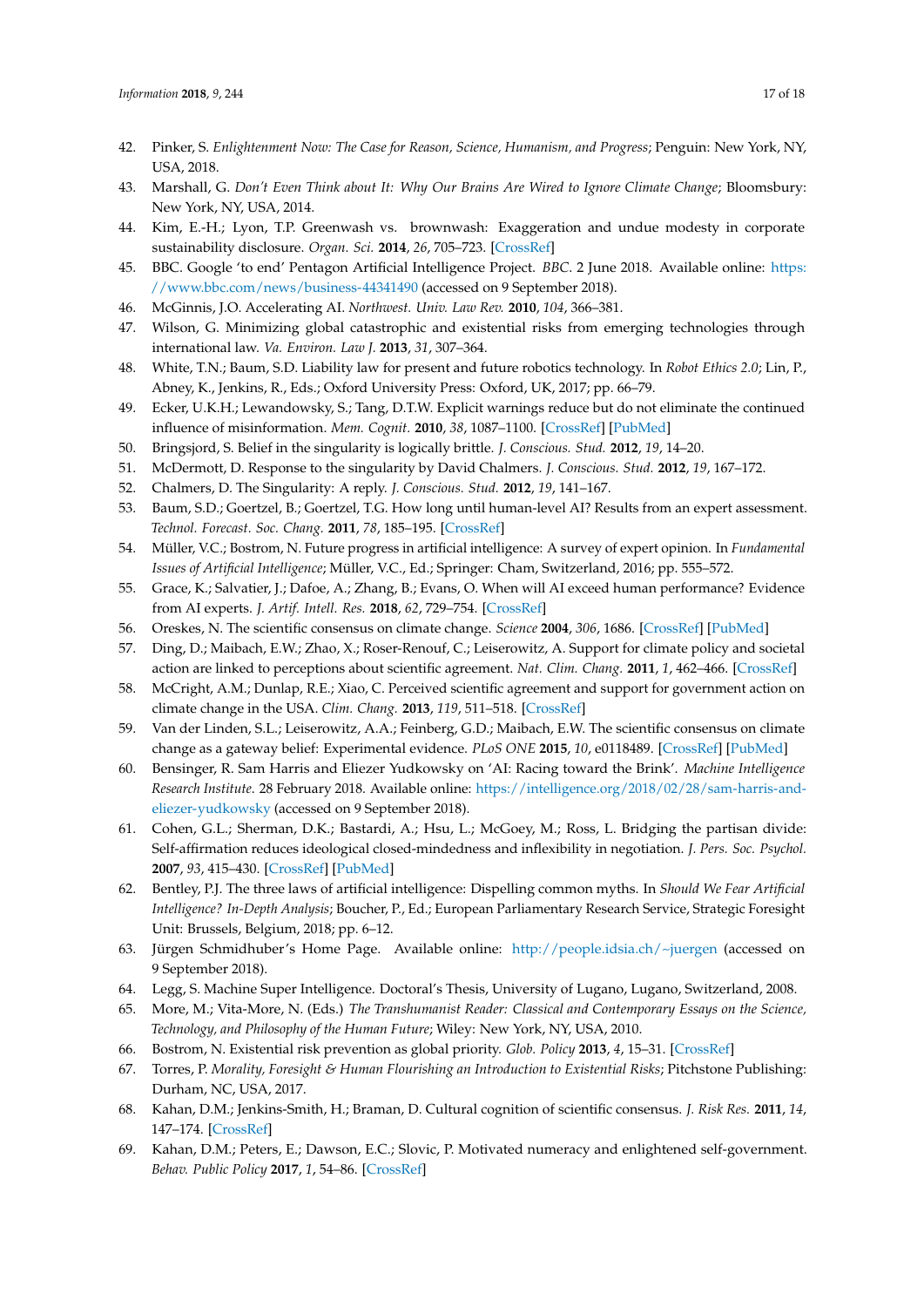42. Pinker, S. *Enlightenment Now: The Case for Reason, Science, Humanism, and Progress*; Penguin: New York, NY, USA, 2018.
43. Marshall, G. *Don't Even Think about It: Why Our Brains Are Wired to Ignore Climate Change*; Bloomsbury: New York, NY, USA, 2014.
44. Kim, E.-H.; Lyon, T.P. Greenwash vs. brownwash: Exaggeration and undue modesty in corporate sustainability disclosure. *Organ. Sci.* **2014**, *26*, 705–723. [CrossRef]
45. BBC. Google 'to end' Pentagon Artificial Intelligence Project. *BBC.* 2 June 2018. Available online: https://www.bbc.com/news/business-44341490 (accessed on 9 September 2018).
46. McGinnis, J.O. Accelerating AI. *Northwest. Univ. Law Rev.* **2010**, *104*, 366–381.
47. Wilson, G. Minimizing global catastrophic and existential risks from emerging technologies through international law. *Va. Environ. Law J.* **2013**, *31*, 307–364.
48. White, T.N.; Baum, S.D. Liability law for present and future robotics technology. In *Robot Ethics 2.0*; Lin, P., Abney, K., Jenkins, R., Eds.; Oxford University Press: Oxford, UK, 2017; pp. 66–79.
49. Ecker, U.K.H.; Lewandowsky, S.; Tang, D.T.W. Explicit warnings reduce but do not eliminate the continued influence of misinformation. *Mem. Cognit.* **2010**, *38*, 1087–1100. [CrossRef] [PubMed]
50. Bringsjord, S. Belief in the singularity is logically brittle. *J. Conscious. Stud.* **2012**, *19*, 14–20.
51. McDermott, D. Response to the singularity by David Chalmers. *J. Conscious. Stud.* **2012**, *19*, 167–172.
52. Chalmers, D. The Singularity: A reply. *J. Conscious. Stud.* **2012**, *19*, 141–167.
53. Baum, S.D.; Goertzel, B.; Goertzel, T.G. How long until human-level AI? Results from an expert assessment. *Technol. Forecast. Soc. Chang.* **2011**, *78*, 185–195. [CrossRef]
54. Müller, V.C.; Bostrom, N. Future progress in artificial intelligence: A survey of expert opinion. In *Fundamental Issues of Artificial Intelligence*; Müller, V.C., Ed.; Springer: Cham, Switzerland, 2016; pp. 555–572.
55. Grace, K.; Salvatier, J.; Dafoe, A.; Zhang, B.; Evans, O. When will AI exceed human performance? Evidence from AI experts. *J. Artif. Intell. Res.* **2018**, *62*, 729–754. [CrossRef]
56. Oreskes, N. The scientific consensus on climate change. *Science* **2004**, *306*, 1686. [CrossRef] [PubMed]
57. Ding, D.; Maibach, E.W.; Zhao, X.; Roser-Renouf, C.; Leiserowitz, A. Support for climate policy and societal action are linked to perceptions about scientific agreement. *Nat. Clim. Chang.* **2011**, *1*, 462–466. [CrossRef]
58. McCright, A.M.; Dunlap, R.E.; Xiao, C. Perceived scientific agreement and support for government action on climate change in the USA. *Clim. Chang.* **2013**, *119*, 511–518. [CrossRef]
59. Van der Linden, S.L.; Leiserowitz, A.A.; Feinberg, G.D.; Maibach, E.W. The scientific consensus on climate change as a gateway belief: Experimental evidence. *PLoS ONE* **2015**, *10*, e0118489. [CrossRef] [PubMed]
60. Bensinger, R. Sam Harris and Eliezer Yudkowsky on 'AI: Racing toward the Brink'. *Machine Intelligence Research Institute.* 28 February 2018. Available online: https://intelligence.org/2018/02/28/sam-harris-and-eliezer-yudkowsky (accessed on 9 September 2018).
61. Cohen, G.L.; Sherman, D.K.; Bastardi, A.; Hsu, L.; McGoey, M.; Ross, L. Bridging the partisan divide: Self-affirmation reduces ideological closed-mindedness and inflexibility in negotiation. *J. Pers. Soc. Psychol.* **2007**, *93*, 415–430. [CrossRef] [PubMed]
62. Bentley, P.J. The three laws of artificial intelligence: Dispelling common myths. In *Should We Fear Artificial Intelligence? In-Depth Analysis*; Boucher, P., Ed.; European Parliamentary Research Service, Strategic Foresight Unit: Brussels, Belgium, 2018; pp. 6–12.
63. Jürgen Schmidhuber's Home Page. Available online: http://people.idsia.ch/~juergen (accessed on 9 September 2018).
64. Legg, S. Machine Super Intelligence. Doctoral's Thesis, University of Lugano, Lugano, Switzerland, 2008.
65. More, M.; Vita-More, N. (Eds.) *The Transhumanist Reader: Classical and Contemporary Essays on the Science, Technology, and Philosophy of the Human Future*; Wiley: New York, NY, USA, 2010.
66. Bostrom, N. Existential risk prevention as global priority. *Glob. Policy* **2013**, *4*, 15–31. [CrossRef]
67. Torres, P. *Morality, Foresight & Human Flourishing an Introduction to Existential Risks*; Pitchstone Publishing: Durham, NC, USA, 2017.
68. Kahan, D.M.; Jenkins-Smith, H.; Braman, D. Cultural cognition of scientific consensus. *J. Risk Res.* **2011**, *14*, 147–174. [CrossRef]
69. Kahan, D.M.; Peters, E.; Dawson, E.C.; Slovic, P. Motivated numeracy and enlightened self-government. *Behav. Public Policy* **2017**, *1*, 54–86. [CrossRef]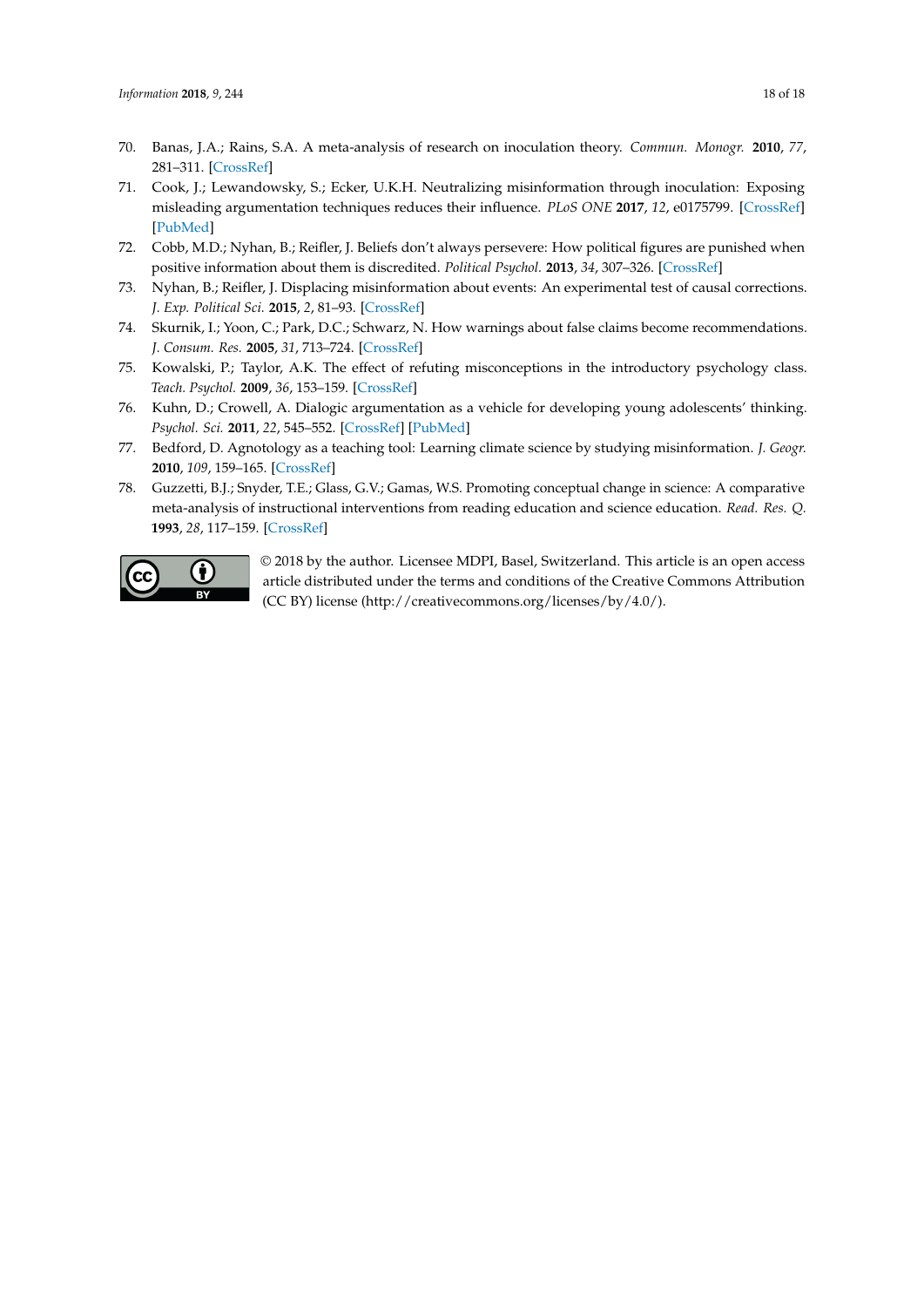70. Banas, J.A.; Rains, S.A. A meta-analysis of research on inoculation theory. *Commun. Monogr.* **2010**, *77*, 281–311. [CrossRef]
71. Cook, J.; Lewandowsky, S.; Ecker, U.K.H. Neutralizing misinformation through inoculation: Exposing misleading argumentation techniques reduces their influence. *PLoS ONE* **2017**, *12*, e0175799. [CrossRef] [PubMed]
72. Cobb, M.D.; Nyhan, B.; Reifler, J. Beliefs don't always persevere: How political figures are punished when positive information about them is discredited. *Political Psychol.* **2013**, *34*, 307–326. [CrossRef]
73. Nyhan, B.; Reifler, J. Displacing misinformation about events: An experimental test of causal corrections. *J. Exp. Political Sci.* **2015**, *2*, 81–93. [CrossRef]
74. Skurnik, I.; Yoon, C.; Park, D.C.; Schwarz, N. How warnings about false claims become recommendations. *J. Consum. Res.* **2005**, *31*, 713–724. [CrossRef]
75. Kowalski, P.; Taylor, A.K. The effect of refuting misconceptions in the introductory psychology class. *Teach. Psychol.* **2009**, *36*, 153–159. [CrossRef]
76. Kuhn, D.; Crowell, A. Dialogic argumentation as a vehicle for developing young adolescents' thinking. *Psychol. Sci.* **2011**, *22*, 545–552. [CrossRef] [PubMed]
77. Bedford, D. Agnotology as a teaching tool: Learning climate science by studying misinformation. *J. Geogr.* **2010**, *109*, 159–165. [CrossRef]
78. Guzzetti, B.J.; Snyder, T.E.; Glass, G.V.; Gamas, W.S. Promoting conceptual change in science: A comparative meta-analysis of instructional interventions from reading education and science education. *Read. Res. Q.* **1993**, *28*, 117–159. [CrossRef]

© 2018 by the author. Licensee MDPI, Basel, Switzerland. This article is an open access article distributed under the terms and conditions of the Creative Commons Attribution (CC BY) license (http://creativecommons.org/licenses/by/4.0/).